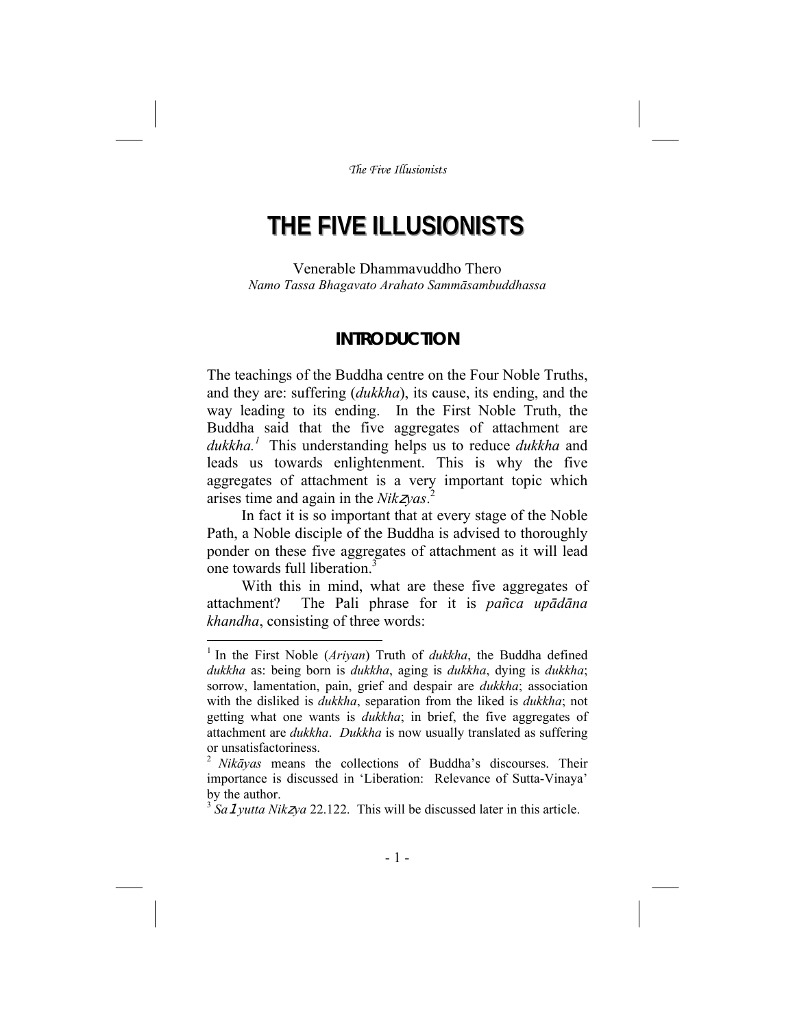# THE FIVE ILLUSIONISTS

Venerable Dhammavuddho Thero
*Namo Tassa Bhagavato Arahato Sammāsambuddhassa*

## INTRODUCTION

The teachings of the Buddha centre on the Four Noble Truths, and they are: suffering (*dukkha*), its cause, its ending, and the way leading to its ending. In the First Noble Truth, the Buddha said that the five aggregates of attachment are *dukkha.*[1] This understanding helps us to reduce *dukkha* and leads us towards enlightenment. This is why the five aggregates of attachment is a very important topic which arises time and again in the *Nikāyas*.[2]

In fact it is so important that at every stage of the Noble Path, a Noble disciple of the Buddha is advised to thoroughly ponder on these five aggregates of attachment as it will lead one towards full liberation.[3]

With this in mind, what are these five aggregates of attachment? The Pali phrase for it is *pañca upādāna khandha*, consisting of three words:

---

[1] In the First Noble (*Ariyan*) Truth of *dukkha*, the Buddha defined *dukkha* as: being born is *dukkha*, aging is *dukkha*, dying is *dukkha*; sorrow, lamentation, pain, grief and despair are *dukkha*; association with the disliked is *dukkha*, separation from the liked is *dukkha*; not getting what one wants is *dukkha*; in brief, the five aggregates of attachment are *dukkha*. *Dukkha* is now usually translated as suffering or unsatisfactoriness.

[2] *Nikāyas* means the collections of Buddha's discourses. Their importance is discussed in 'Liberation: Relevance of Sutta-Vinaya' by the author.

[3] *Saṃyutta Nikāya* 22.122. This will be discussed later in this article.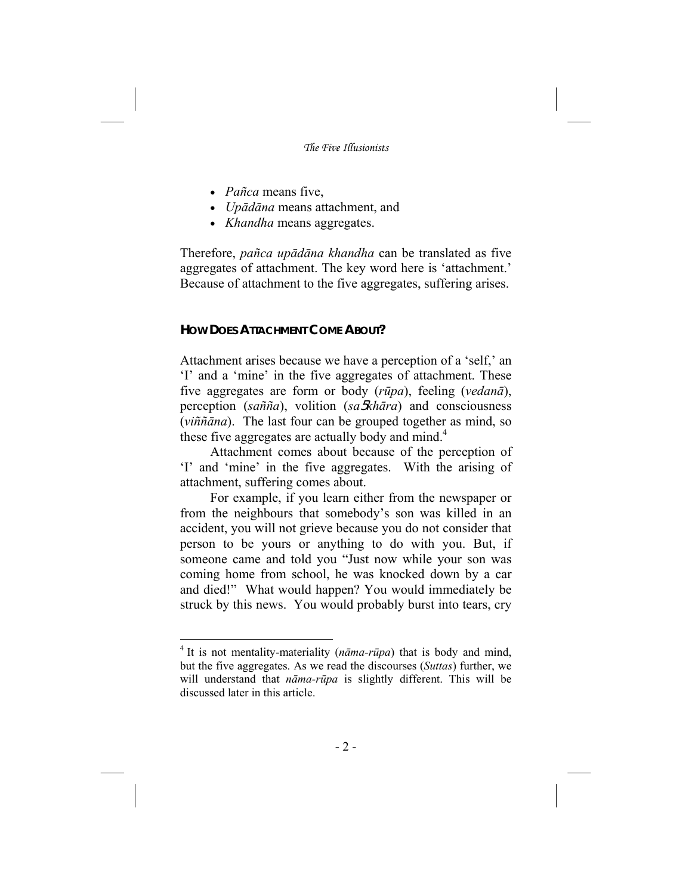- *Pañca* means five,
- *Upādāna* means attachment, and
- *Khandha* means aggregates.

Therefore, *pañca upādāna khandha* can be translated as five aggregates of attachment. The key word here is 'attachment.' Because of attachment to the five aggregates, suffering arises.

### HOW DOES ATTACHMENT COME ABOUT?

Attachment arises because we have a perception of a 'self,' an 'I' and a 'mine' in the five aggregates of attachment. These five aggregates are form or body (*rūpa*), feeling (*vedanā*), perception (*sañña*), volition (*saṅkhāra*) and consciousness (*viññāna*). The last four can be grouped together as mind, so these five aggregates are actually body and mind.[4]

Attachment comes about because of the perception of 'I' and 'mine' in the five aggregates. With the arising of attachment, suffering comes about.

For example, if you learn either from the newspaper or from the neighbours that somebody's son was killed in an accident, you will not grieve because you do not consider that person to be yours or anything to do with you. But, if someone came and told you "Just now while your son was coming home from school, he was knocked down by a car and died!" What would happen? You would immediately be struck by this news. You would probably burst into tears, cry

---

[4] It is not mentality-materiality (*nāma-rūpa*) that is body and mind, but the five aggregates. As we read the discourses (*Suttas*) further, we will understand that *nāma-rūpa* is slightly different. This will be discussed later in this article.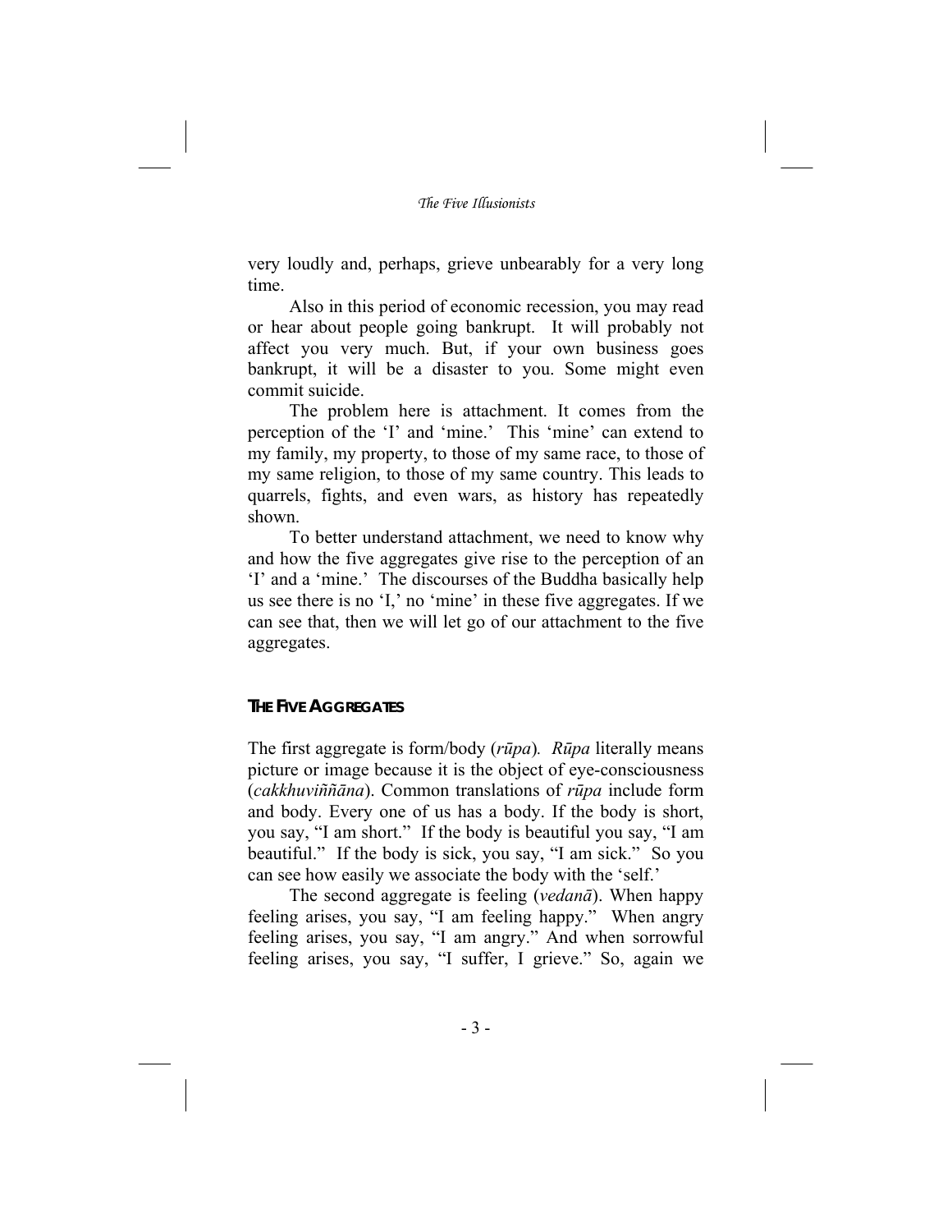very loudly and, perhaps, grieve unbearably for a very long time.

Also in this period of economic recession, you may read or hear about people going bankrupt. It will probably not affect you very much. But, if your own business goes bankrupt, it will be a disaster to you. Some might even commit suicide.

The problem here is attachment. It comes from the perception of the 'I' and 'mine.' This 'mine' can extend to my family, my property, to those of my same race, to those of my same religion, to those of my same country. This leads to quarrels, fights, and even wars, as history has repeatedly shown.

To better understand attachment, we need to know why and how the five aggregates give rise to the perception of an 'I' and a 'mine.' The discourses of the Buddha basically help us see there is no 'I,' no 'mine' in these five aggregates. If we can see that, then we will let go of our attachment to the five aggregates.

## THE FIVE AGGREGATES

The first aggregate is form/body (*rūpa*). *Rūpa* literally means picture or image because it is the object of eye-consciousness (*cakkhuviññāna*). Common translations of *rūpa* include form and body. Every one of us has a body. If the body is short, you say, "I am short." If the body is beautiful you say, "I am beautiful." If the body is sick, you say, "I am sick." So you can see how easily we associate the body with the 'self.'

The second aggregate is feeling (*vedanā*). When happy feeling arises, you say, "I am feeling happy." When angry feeling arises, you say, "I am angry." And when sorrowful feeling arises, you say, "I suffer, I grieve." So, again we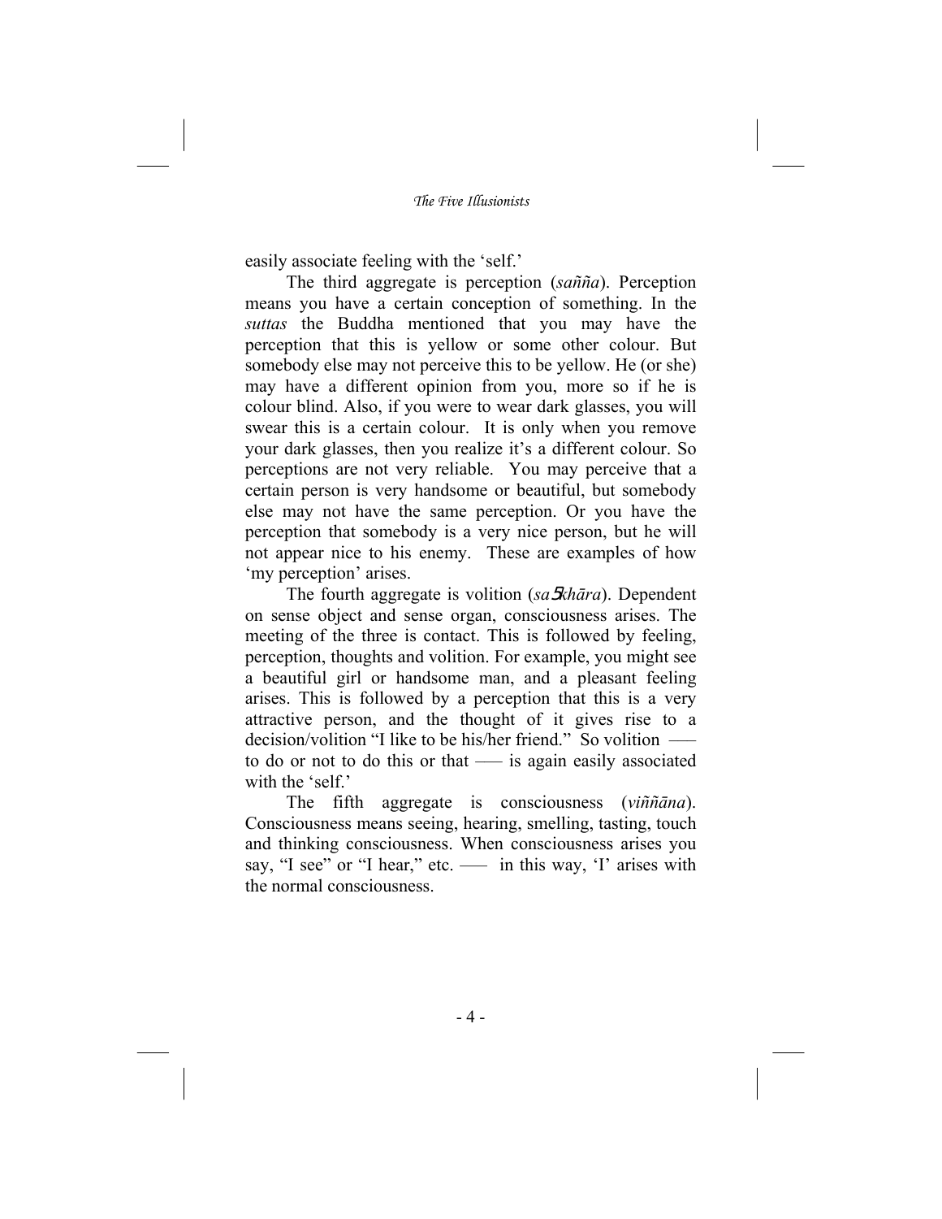easily associate feeling with the 'self.'

The third aggregate is perception (*sañña*). Perception means you have a certain conception of something. In the *suttas* the Buddha mentioned that you may have the perception that this is yellow or some other colour. But somebody else may not perceive this to be yellow. He (or she) may have a different opinion from you, more so if he is colour blind. Also, if you were to wear dark glasses, you will swear this is a certain colour. It is only when you remove your dark glasses, then you realize it's a different colour. So perceptions are not very reliable. You may perceive that a certain person is very handsome or beautiful, but somebody else may not have the same perception. Or you have the perception that somebody is a very nice person, but he will not appear nice to his enemy. These are examples of how 'my perception' arises.

The fourth aggregate is volition (*saṅkhāra*). Dependent on sense object and sense organ, consciousness arises. The meeting of the three is contact. This is followed by feeling, perception, thoughts and volition. For example, you might see a beautiful girl or handsome man, and a pleasant feeling arises. This is followed by a perception that this is a very attractive person, and the thought of it gives rise to a decision/volition "I like to be his/her friend." So volition —— to do or not to do this or that —— is again easily associated with the 'self.'

The fifth aggregate is consciousness (*viññāna*). Consciousness means seeing, hearing, smelling, tasting, touch and thinking consciousness. When consciousness arises you say, "I see" or "I hear," etc. —— in this way, 'I' arises with the normal consciousness.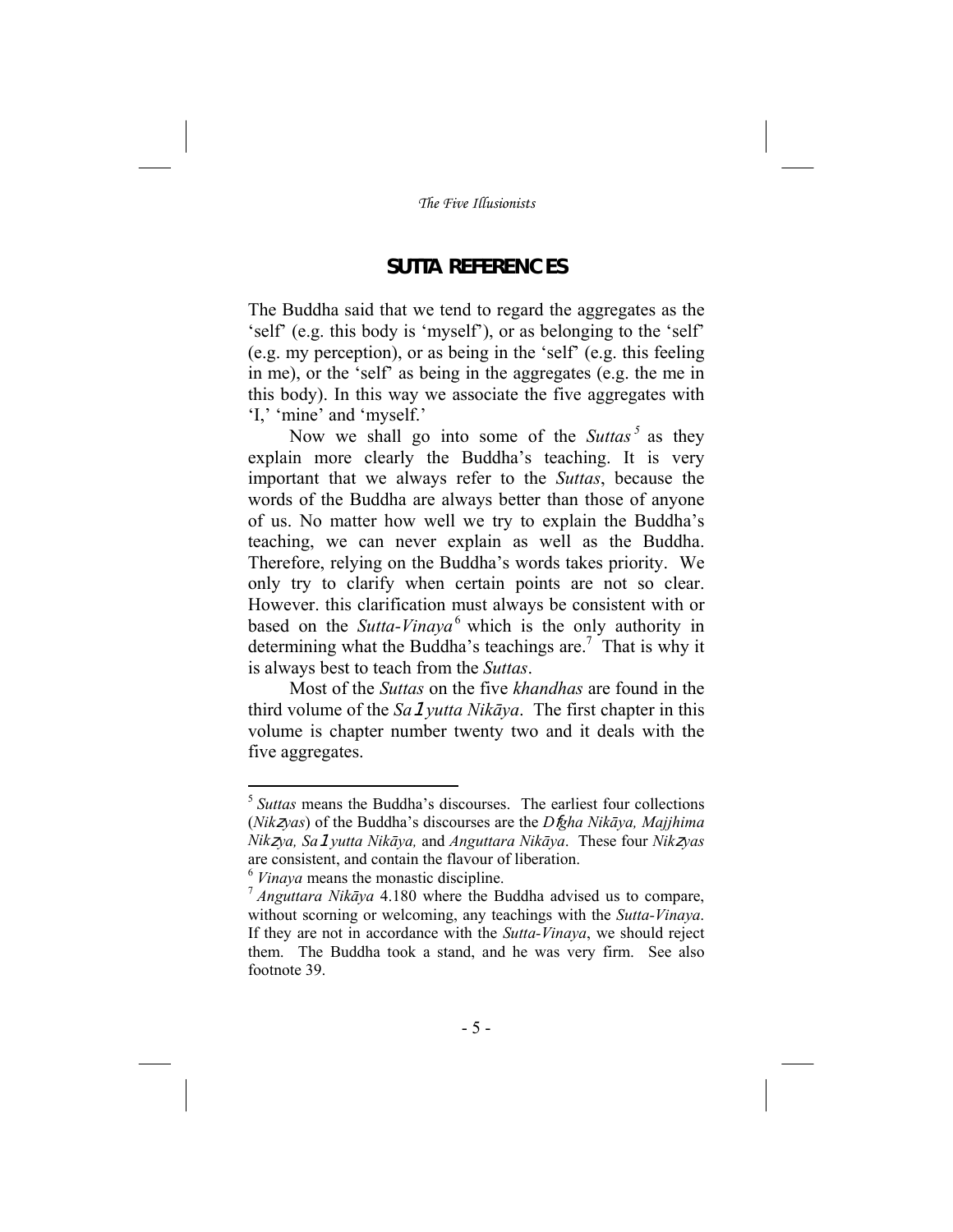## SUTTA REFERENCES

The Buddha said that we tend to regard the aggregates as the 'self' (e.g. this body is 'myself'), or as belonging to the 'self' (e.g. my perception), or as being in the 'self' (e.g. this feeling in me), or the 'self' as being in the aggregates (e.g. the me in this body). In this way we associate the five aggregates with 'I,' 'mine' and 'myself.'

Now we shall go into some of the *Suttas*[5] as they explain more clearly the Buddha's teaching. It is very important that we always refer to the *Suttas*, because the words of the Buddha are always better than those of anyone of us. No matter how well we try to explain the Buddha's teaching, we can never explain as well as the Buddha. Therefore, relying on the Buddha's words takes priority. We only try to clarify when certain points are not so clear. However. this clarification must always be consistent with or based on the *Sutta-Vinaya*[6] which is the only authority in determining what the Buddha's teachings are.[7] That is why it is always best to teach from the *Suttas*.

Most of the *Suttas* on the five *khandhas* are found in the third volume of the *Saṃyutta Nikāya*. The first chapter in this volume is chapter number twenty two and it deals with the five aggregates.

---

[5] *Suttas* means the Buddha's discourses. The earliest four collections (*Nikāyas*) of the Buddha's discourses are the *Dīgha Nikāya, Majjhima Nikāya, Saṃyutta Nikāya,* and *Anguttara Nikāya*. These four *Nikāyas* are consistent, and contain the flavour of liberation.

[6] *Vinaya* means the monastic discipline.

[7] *Anguttara Nikāya* 4.180 where the Buddha advised us to compare, without scorning or welcoming, any teachings with the *Sutta-Vinaya*. If they are not in accordance with the *Sutta-Vinaya*, we should reject them. The Buddha took a stand, and he was very firm. See also footnote 39.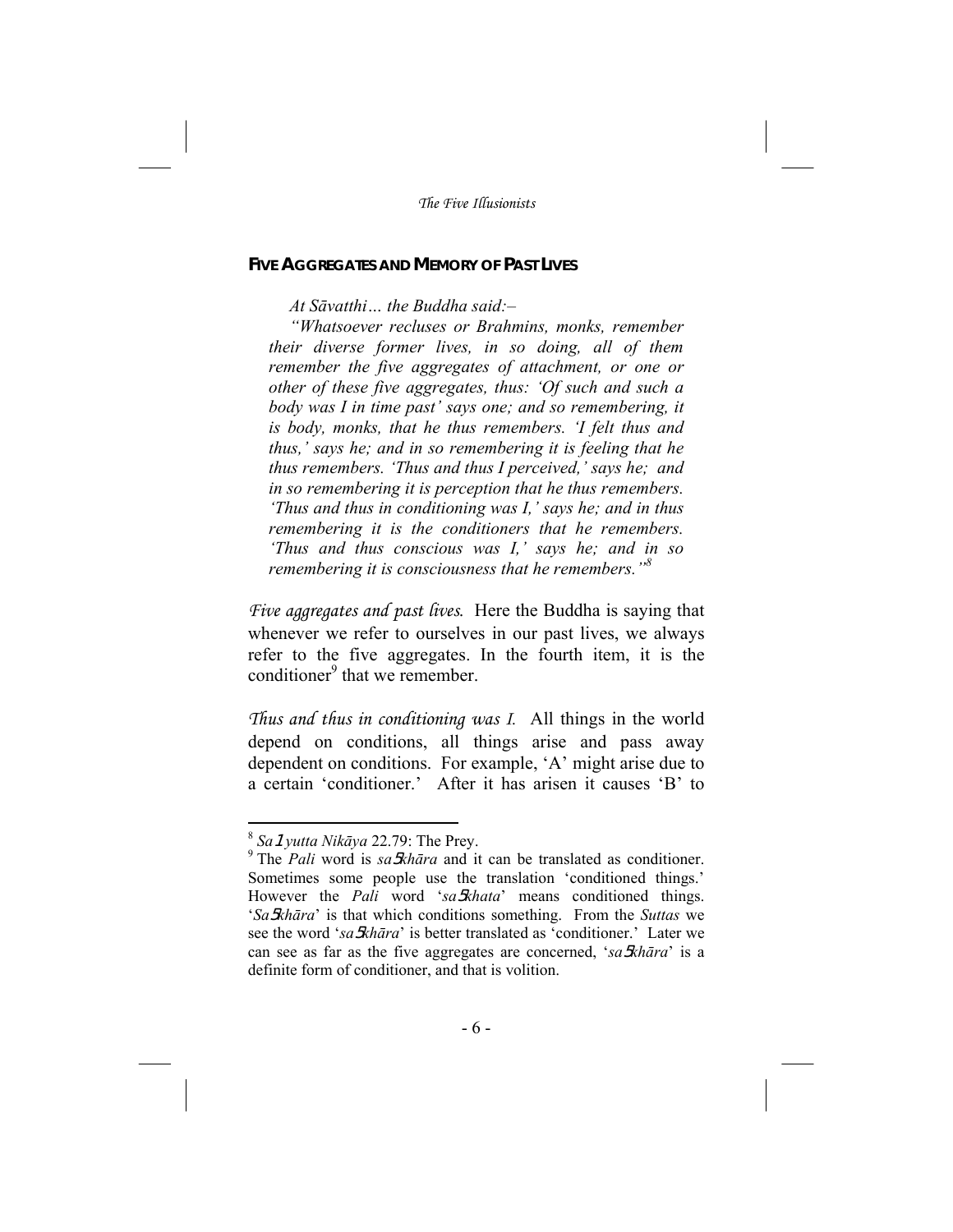## FIVE AGGREGATES AND MEMORY OF PAST LIVES

*At Sāvatthi… the Buddha said:–*

*"Whatsoever recluses or Brahmins, monks, remember their diverse former lives, in so doing, all of them remember the five aggregates of attachment, or one or other of these five aggregates, thus: 'Of such and such a body was I in time past' says one; and so remembering, it is body, monks, that he thus remembers. 'I felt thus and thus,' says he; and in so remembering it is feeling that he thus remembers. 'Thus and thus I perceived,' says he; and in so remembering it is perception that he thus remembers. 'Thus and thus in conditioning was I,' says he; and in thus remembering it is the conditioners that he remembers. 'Thus and thus conscious was I,' says he; and in so remembering it is consciousness that he remembers."*[8]

*Five aggregates and past lives.* Here the Buddha is saying that whenever we refer to ourselves in our past lives, we always refer to the five aggregates. In the fourth item, it is the conditioner[9] that we remember.

*Thus and thus in conditioning was I.* All things in the world depend on conditions, all things arise and pass away dependent on conditions. For example, 'A' might arise due to a certain 'conditioner.' After it has arisen it causes 'B' to

---

[8] *Saṃyutta Nikāya* 22.79: The Prey.

[9] The *Pali* word is *saṅkhāra* and it can be translated as conditioner. Sometimes some people use the translation 'conditioned things.' However the *Pali* word '*saṅkhata*' means conditioned things. '*Saṅkhāra*' is that which conditions something. From the *Suttas* we see the word '*saṅkhāra*' is better translated as 'conditioner.' Later we can see as far as the five aggregates are concerned, '*saṅkhāra*' is a definite form of conditioner, and that is volition.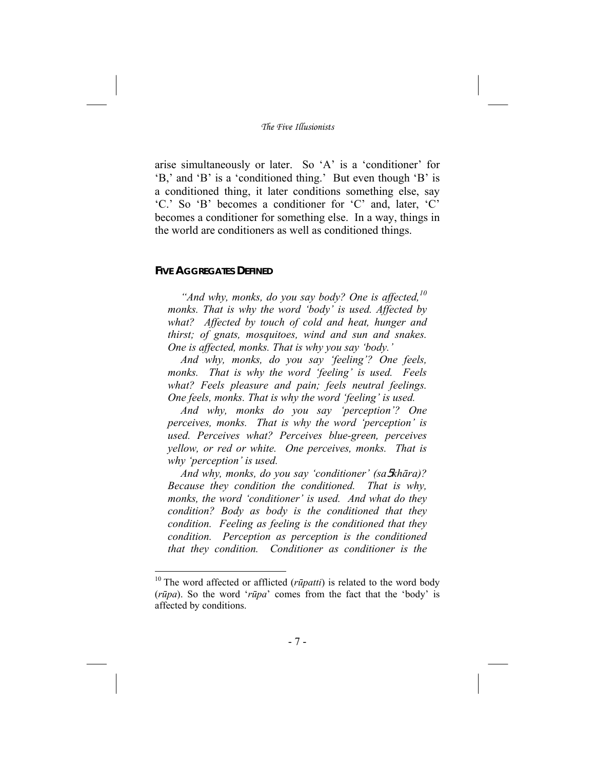arise simultaneously or later. So 'A' is a 'conditioner' for 'B,' and 'B' is a 'conditioned thing.' But even though 'B' is a conditioned thing, it later conditions something else, say 'C.' So 'B' becomes a conditioner for 'C' and, later, 'C' becomes a conditioner for something else. In a way, things in the world are conditioners as well as conditioned things.

## FIVE AGGREGATES DEFINED

*"And why, monks, do you say body? One is affected,*[10] *monks. That is why the word 'body' is used. Affected by what? Affected by touch of cold and heat, hunger and thirst; of gnats, mosquitoes, wind and sun and snakes. One is affected, monks. That is why you say 'body.'*

*And why, monks, do you say 'feeling'? One feels, monks. That is why the word 'feeling' is used. Feels what? Feels pleasure and pain; feels neutral feelings. One feels, monks. That is why the word 'feeling' is used.*

*And why, monks do you say 'perception'? One perceives, monks. That is why the word 'perception' is used. Perceives what? Perceives blue-green, perceives yellow, or red or white. One perceives, monks. That is why 'perception' is used.*

*And why, monks, do you say 'conditioner' (saṅkhāra)? Because they condition the conditioned. That is why, monks, the word 'conditioner' is used. And what do they condition? Body as body is the conditioned that they condition. Feeling as feeling is the conditioned that they condition. Perception as perception is the conditioned that they condition. Conditioner as conditioner is the*

---

[10] The word affected or afflicted (*rūpatti*) is related to the word body (*rūpa*). So the word '*rūpa*' comes from the fact that the 'body' is affected by conditions.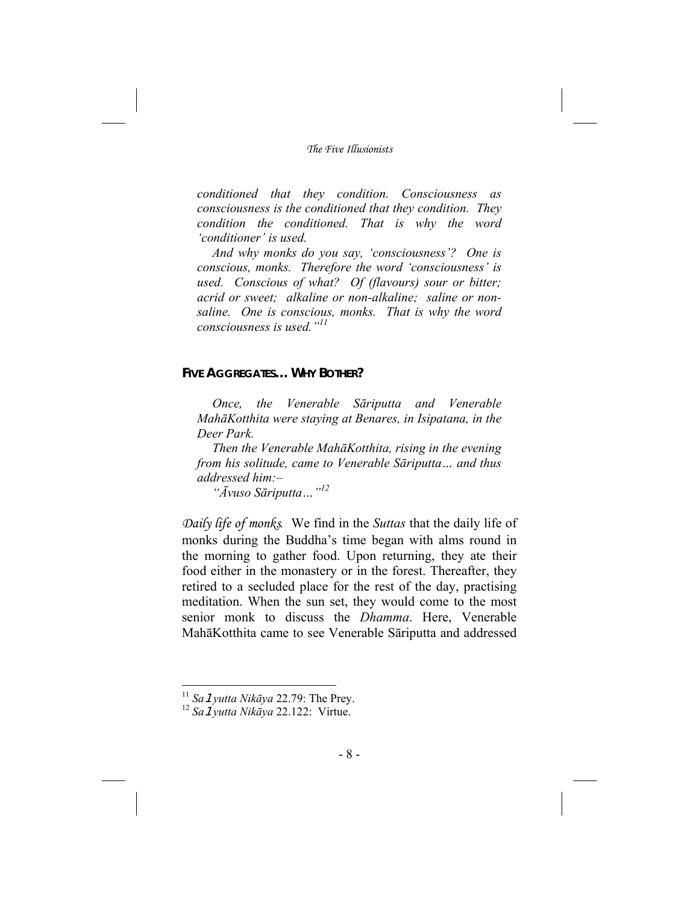*conditioned that they condition. Consciousness as consciousness is the conditioned that they condition. They condition the conditioned. That is why the word 'conditioner' is used.*

*And why monks do you say, 'consciousness'? One is conscious, monks. Therefore the word 'consciousness' is used. Conscious of what? Of (flavours) sour or bitter; acrid or sweet; alkaline or non-alkaline; saline or non-saline. One is conscious, monks. That is why the word consciousness is used."*[11]

## FIVE AGGREGATES… WHY BOTHER?

*Once, the Venerable Sāriputta and Venerable MahāKotthita were staying at Benares, in Isipatana, in the Deer Park.*

*Then the Venerable MahāKotthita, rising in the evening from his solitude, came to Venerable Sāriputta… and thus addressed him:–*

*"Āvuso Sāriputta…"*[12]

*Daily life of monks.* We find in the *Suttas* that the daily life of monks during the Buddha's time began with alms round in the morning to gather food. Upon returning, they ate their food either in the monastery or in the forest. Thereafter, they retired to a secluded place for the rest of the day, practising meditation. When the sun set, they would come to the most senior monk to discuss the *Dhamma*. Here, Venerable MahāKotthita came to see Venerable Sāriputta and addressed

---

[11] *Saṃyutta Nikāya* 22.79: The Prey.

[12] *Saṃyutta Nikāya* 22.122: Virtue.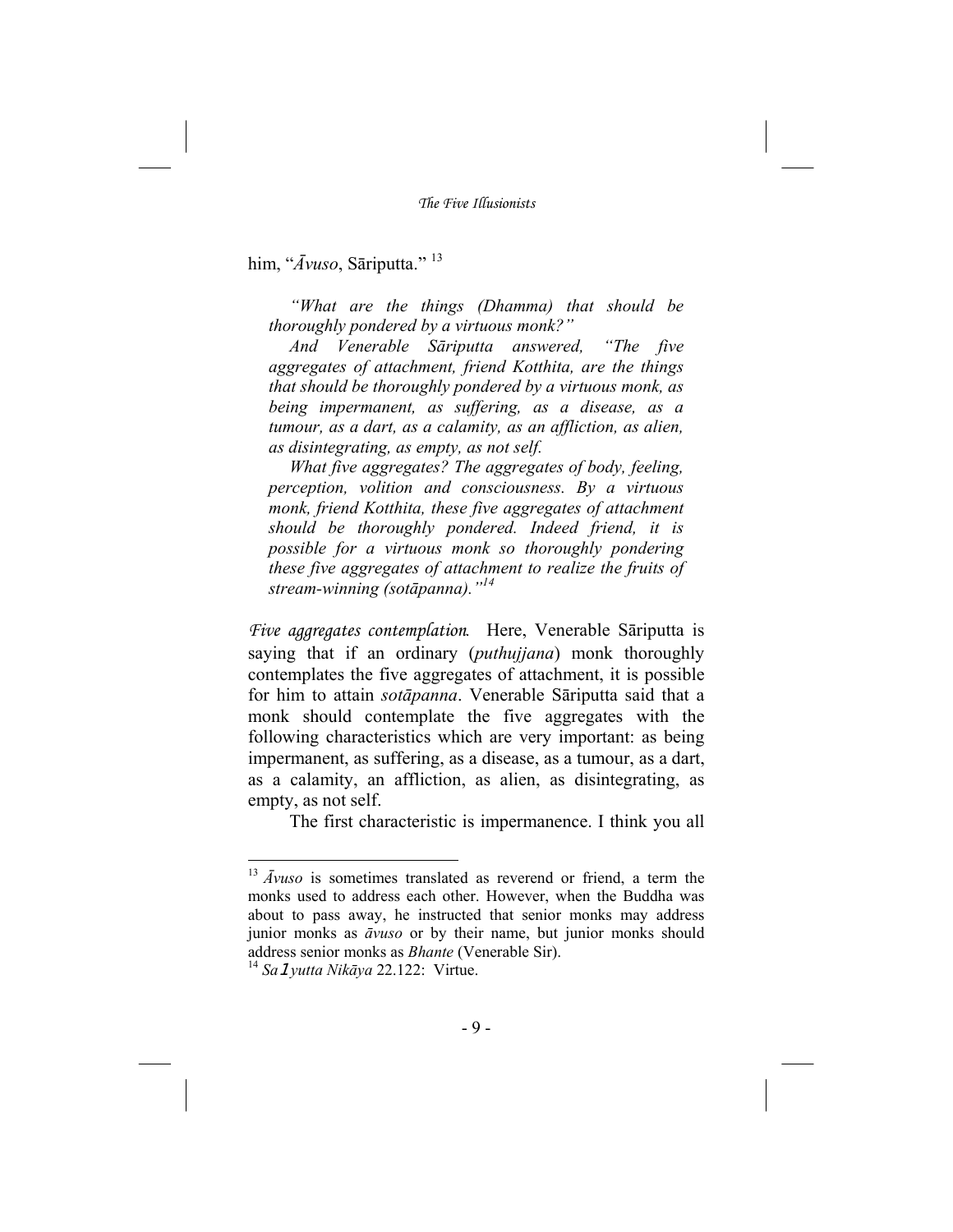him, "*Āvuso*, Sāriputta." [13]

> *"What are the things (Dhamma) that should be thoroughly pondered by a virtuous monk?"*
>
> *And Venerable Sāriputta answered, "The five aggregates of attachment, friend Kotthita, are the things that should be thoroughly pondered by a virtuous monk, as being impermanent, as suffering, as a disease, as a tumour, as a dart, as a calamity, as an affliction, as alien, as disintegrating, as empty, as not self.*
>
> *What five aggregates? The aggregates of body, feeling, perception, volition and consciousness. By a virtuous monk, friend Kotthita, these five aggregates of attachment should be thoroughly pondered. Indeed friend, it is possible for a virtuous monk so thoroughly pondering these five aggregates of attachment to realize the fruits of stream-winning (sotāpanna)."* [14]

*Five aggregates contemplation.* Here, Venerable Sāriputta is saying that if an ordinary (*puthujjana*) monk thoroughly contemplates the five aggregates of attachment, it is possible for him to attain *sotāpanna*. Venerable Sāriputta said that a monk should contemplate the five aggregates with the following characteristics which are very important: as being impermanent, as suffering, as a disease, as a tumour, as a dart, as a calamity, an affliction, as alien, as disintegrating, as empty, as not self.

The first characteristic is impermanence. I think you all

---

[13] *Āvuso* is sometimes translated as reverend or friend, a term the monks used to address each other. However, when the Buddha was about to pass away, he instructed that senior monks may address junior monks as *āvuso* or by their name, but junior monks should address senior monks as *Bhante* (Venerable Sir).

[14] *Saṃyutta Nikāya* 22.122: Virtue.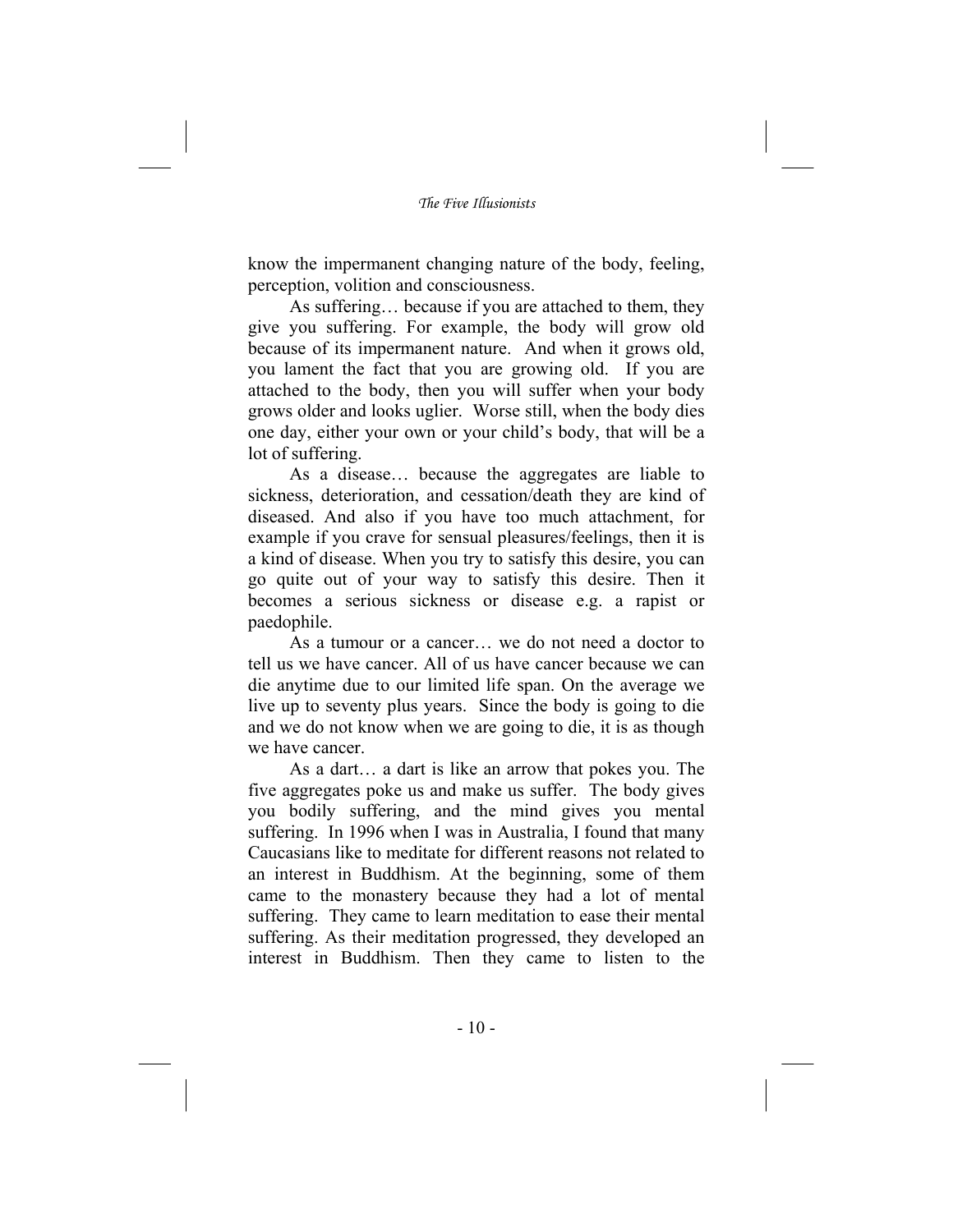know the impermanent changing nature of the body, feeling, perception, volition and consciousness.

As suffering… because if you are attached to them, they give you suffering. For example, the body will grow old because of its impermanent nature. And when it grows old, you lament the fact that you are growing old. If you are attached to the body, then you will suffer when your body grows older and looks uglier. Worse still, when the body dies one day, either your own or your child's body, that will be a lot of suffering.

As a disease… because the aggregates are liable to sickness, deterioration, and cessation/death they are kind of diseased. And also if you have too much attachment, for example if you crave for sensual pleasures/feelings, then it is a kind of disease. When you try to satisfy this desire, you can go quite out of your way to satisfy this desire. Then it becomes a serious sickness or disease e.g. a rapist or paedophile.

As a tumour or a cancer… we do not need a doctor to tell us we have cancer. All of us have cancer because we can die anytime due to our limited life span. On the average we live up to seventy plus years. Since the body is going to die and we do not know when we are going to die, it is as though we have cancer.

As a dart… a dart is like an arrow that pokes you. The five aggregates poke us and make us suffer. The body gives you bodily suffering, and the mind gives you mental suffering. In 1996 when I was in Australia, I found that many Caucasians like to meditate for different reasons not related to an interest in Buddhism. At the beginning, some of them came to the monastery because they had a lot of mental suffering. They came to learn meditation to ease their mental suffering. As their meditation progressed, they developed an interest in Buddhism. Then they came to listen to the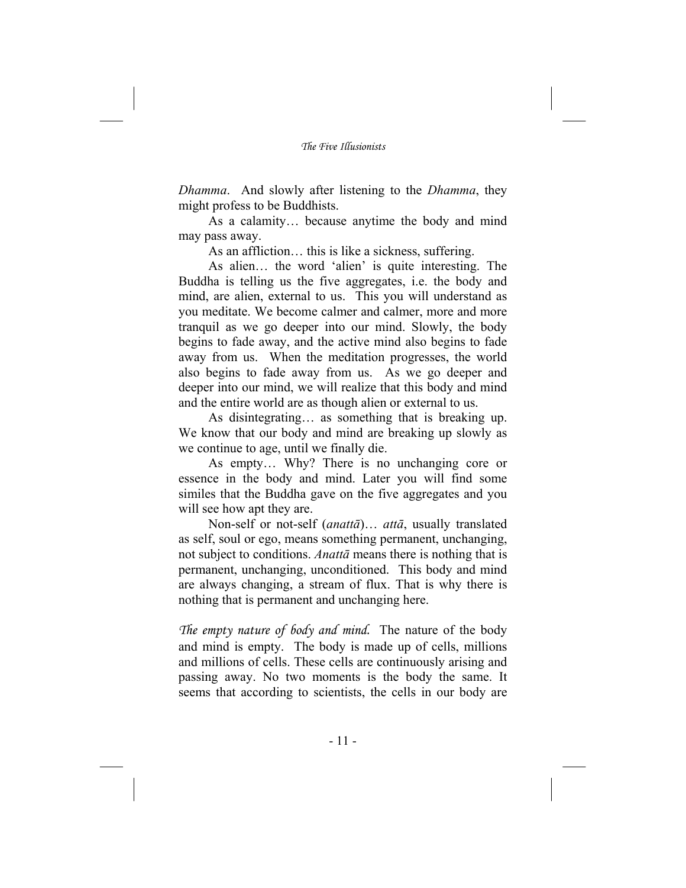*Dhamma*. And slowly after listening to the *Dhamma*, they might profess to be Buddhists.

As a calamity… because anytime the body and mind may pass away.

As an affliction… this is like a sickness, suffering.

As alien… the word 'alien' is quite interesting. The Buddha is telling us the five aggregates, i.e. the body and mind, are alien, external to us. This you will understand as you meditate. We become calmer and calmer, more and more tranquil as we go deeper into our mind. Slowly, the body begins to fade away, and the active mind also begins to fade away from us. When the meditation progresses, the world also begins to fade away from us. As we go deeper and deeper into our mind, we will realize that this body and mind and the entire world are as though alien or external to us.

As disintegrating… as something that is breaking up. We know that our body and mind are breaking up slowly as we continue to age, until we finally die.

As empty… Why? There is no unchanging core or essence in the body and mind. Later you will find some similes that the Buddha gave on the five aggregates and you will see how apt they are.

Non-self or not-self (*anattā*)… *attā*, usually translated as self, soul or ego, means something permanent, unchanging, not subject to conditions. *Anattā* means there is nothing that is permanent, unchanging, unconditioned. This body and mind are always changing, a stream of flux. That is why there is nothing that is permanent and unchanging here.

*The empty nature of body and mind.* The nature of the body and mind is empty. The body is made up of cells, millions and millions of cells. These cells are continuously arising and passing away. No two moments is the body the same. It seems that according to scientists, the cells in our body are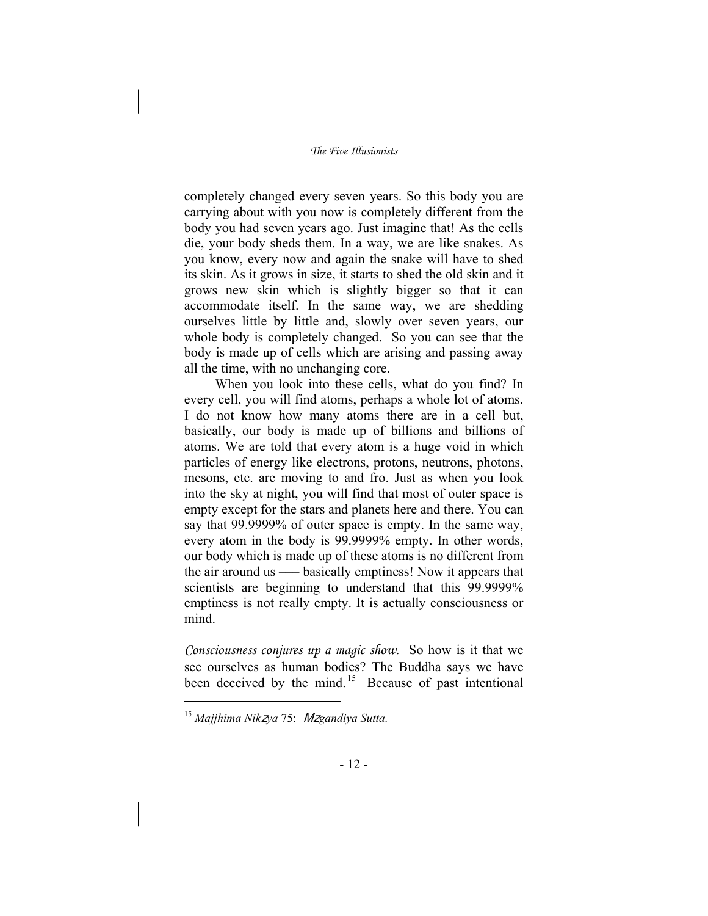completely changed every seven years. So this body you are carrying about with you now is completely different from the body you had seven years ago. Just imagine that! As the cells die, your body sheds them. In a way, we are like snakes. As you know, every now and again the snake will have to shed its skin. As it grows in size, it starts to shed the old skin and it grows new skin which is slightly bigger so that it can accommodate itself. In the same way, we are shedding ourselves little by little and, slowly over seven years, our whole body is completely changed. So you can see that the body is made up of cells which are arising and passing away all the time, with no unchanging core.

When you look into these cells, what do you find? In every cell, you will find atoms, perhaps a whole lot of atoms. I do not know how many atoms there are in a cell but, basically, our body is made up of billions and billions of atoms. We are told that every atom is a huge void in which particles of energy like electrons, protons, neutrons, photons, mesons, etc. are moving to and fro. Just as when you look into the sky at night, you will find that most of outer space is empty except for the stars and planets here and there. You can say that 99.9999% of outer space is empty. In the same way, every atom in the body is 99.9999% empty. In other words, our body which is made up of these atoms is no different from the air around us —— basically emptiness! Now it appears that scientists are beginning to understand that this 99.9999% emptiness is not really empty. It is actually consciousness or mind.

*Consciousness conjures up a magic show.* So how is it that we see ourselves as human bodies? The Buddha says we have been deceived by the mind.[15] Because of past intentional

---

[15] *Majjhima Nikāya* 75: *Māgandiya Sutta.*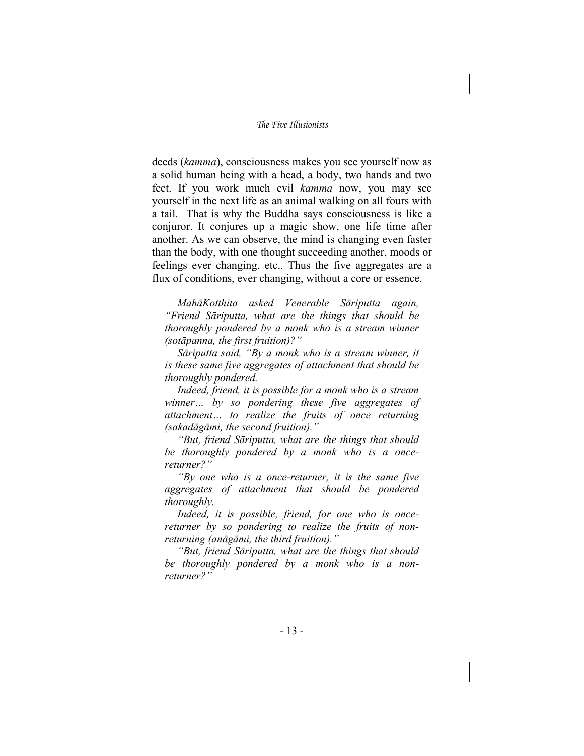deeds (*kamma*), consciousness makes you see yourself now as a solid human being with a head, a body, two hands and two feet. If you work much evil *kamma* now, you may see yourself in the next life as an animal walking on all fours with a tail. That is why the Buddha says consciousness is like a conjuror. It conjures up a magic show, one life time after another. As we can observe, the mind is changing even faster than the body, with one thought succeeding another, moods or feelings ever changing, etc.. Thus the five aggregates are a flux of conditions, ever changing, without a core or essence.

*MahāKotthita asked Venerable Sāriputta again, "Friend Sāriputta, what are the things that should be thoroughly pondered by a monk who is a stream winner (sotāpanna, the first fruition)?"*

*Sāriputta said, "By a monk who is a stream winner, it is these same five aggregates of attachment that should be thoroughly pondered.*

*Indeed, friend, it is possible for a monk who is a stream winner… by so pondering these five aggregates of attachment… to realize the fruits of once returning (sakadāgāmi, the second fruition)."*

*"But, friend Sāriputta, what are the things that should be thoroughly pondered by a monk who is a once-returner?"*

*"By one who is a once-returner, it is the same five aggregates of attachment that should be pondered thoroughly.*

*Indeed, it is possible, friend, for one who is once-returner by so pondering to realize the fruits of non-returning (anāgāmi, the third fruition)."*

*"But, friend Sāriputta, what are the things that should be thoroughly pondered by a monk who is a non-returner?"*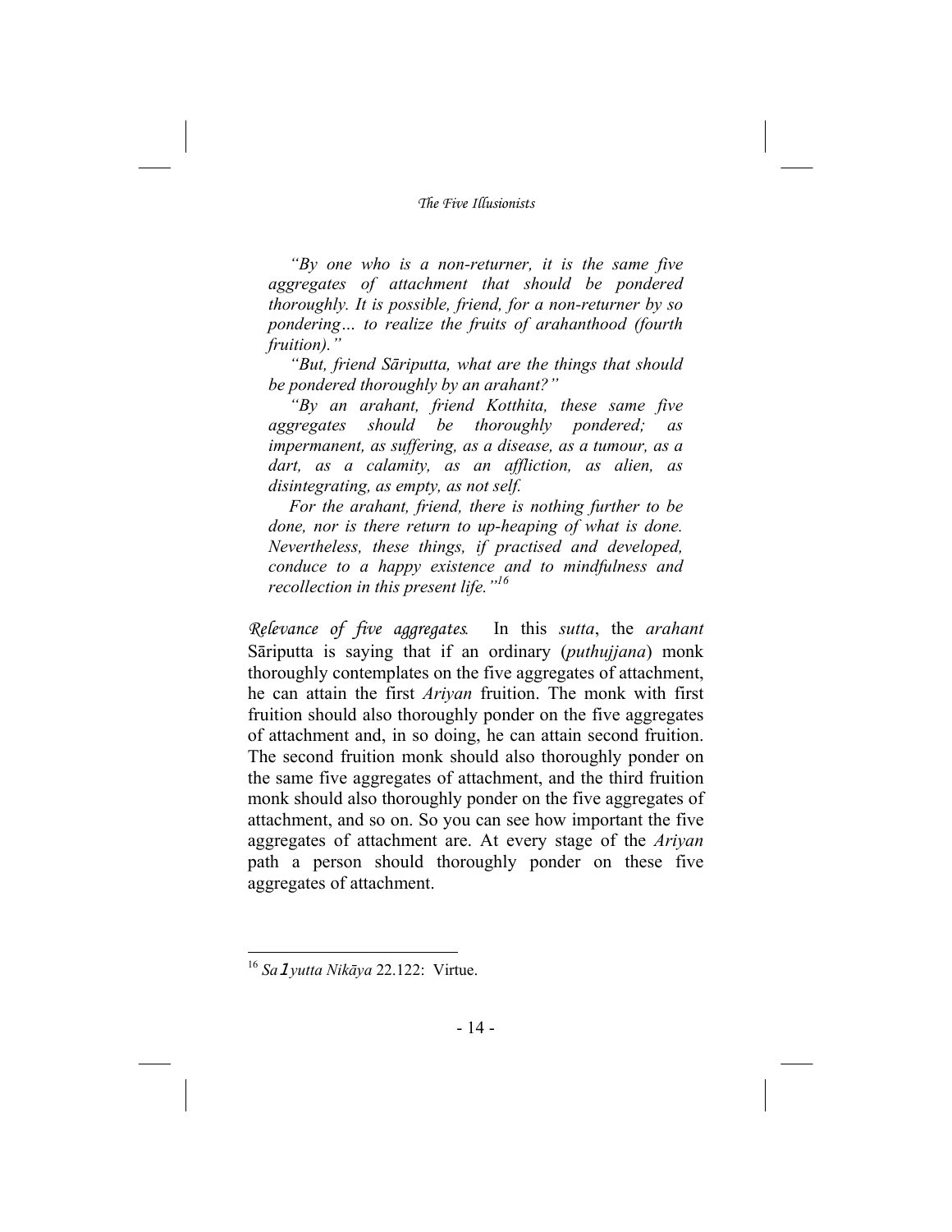*"By one who is a non-returner, it is the same five aggregates of attachment that should be pondered thoroughly. It is possible, friend, for a non-returner by so pondering… to realize the fruits of arahanthood (fourth fruition)."*

*"But, friend Sāriputta, what are the things that should be pondered thoroughly by an arahant?"*

*"By an arahant, friend Kotthita, these same five aggregates should be thoroughly pondered; as impermanent, as suffering, as a disease, as a tumour, as a dart, as a calamity, as an affliction, as alien, as disintegrating, as empty, as not self.*

*For the arahant, friend, there is nothing further to be done, nor is there return to up-heaping of what is done. Nevertheless, these things, if practised and developed, conduce to a happy existence and to mindfulness and recollection in this present life."*[16]

*Relevance of five aggregates.* In this *sutta*, the *arahant* Sāriputta is saying that if an ordinary (*puthujjana*) monk thoroughly contemplates on the five aggregates of attachment, he can attain the first *Ariyan* fruition. The monk with first fruition should also thoroughly ponder on the five aggregates of attachment and, in so doing, he can attain second fruition. The second fruition monk should also thoroughly ponder on the same five aggregates of attachment, and the third fruition monk should also thoroughly ponder on the five aggregates of attachment, and so on. So you can see how important the five aggregates of attachment are. At every stage of the *Ariyan* path a person should thoroughly ponder on these five aggregates of attachment.

---

[16] *Saṃyutta Nikāya* 22.122: Virtue.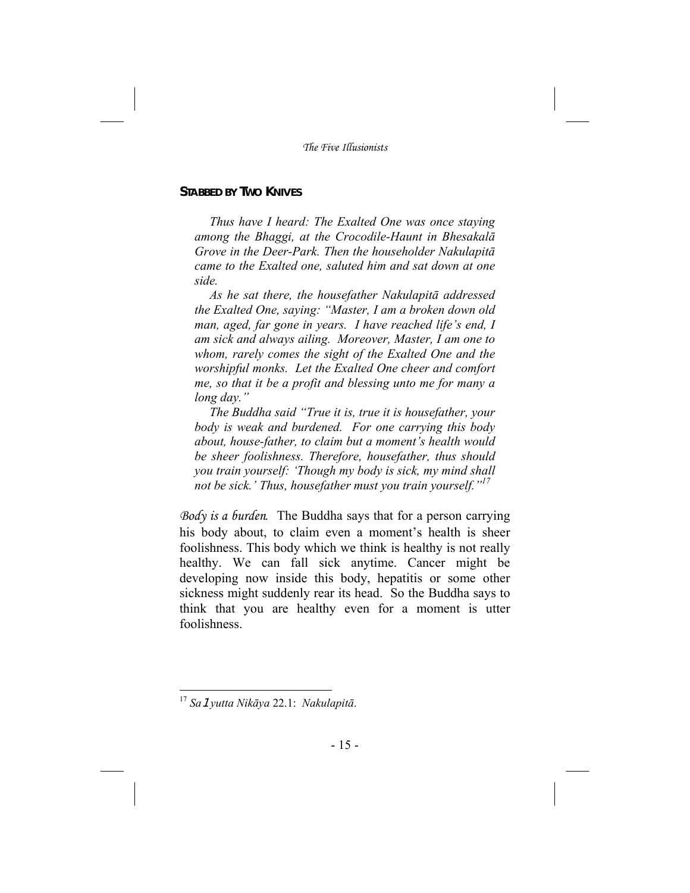## STABBED BY TWO KNIVES

*Thus have I heard: The Exalted One was once staying among the Bhaggi, at the Crocodile-Haunt in Bhesakalā Grove in the Deer-Park. Then the householder Nakulapitā came to the Exalted one, saluted him and sat down at one side.*

*As he sat there, the housefather Nakulapitā addressed the Exalted One, saying: "Master, I am a broken down old man, aged, far gone in years. I have reached life's end, I am sick and always ailing. Moreover, Master, I am one to whom, rarely comes the sight of the Exalted One and the worshipful monks. Let the Exalted One cheer and comfort me, so that it be a profit and blessing unto me for many a long day."*

*The Buddha said "True it is, true it is housefather, your body is weak and burdened. For one carrying this body about, house-father, to claim but a moment's health would be sheer foolishness. Therefore, housefather, thus should you train yourself: 'Though my body is sick, my mind shall not be sick.' Thus, housefather must you train yourself."*[17]

*Body is a burden.* The Buddha says that for a person carrying his body about, to claim even a moment's health is sheer foolishness. This body which we think is healthy is not really healthy. We can fall sick anytime. Cancer might be developing now inside this body, hepatitis or some other sickness might suddenly rear its head. So the Buddha says to think that you are healthy even for a moment is utter foolishness.

---

[17] *Saṃyutta Nikāya* 22.1: *Nakulapitā*.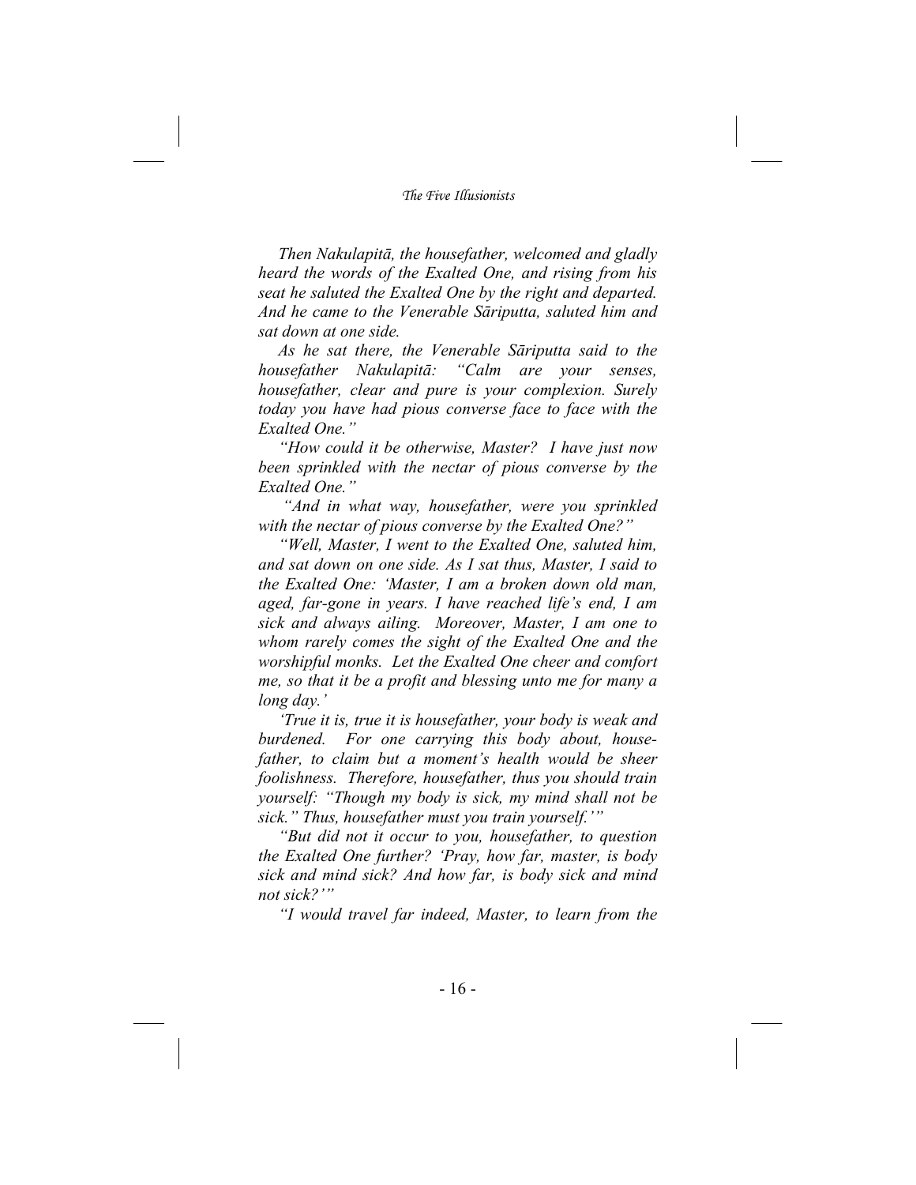*Then Nakulapitā, the housefather, welcomed and gladly heard the words of the Exalted One, and rising from his seat he saluted the Exalted One by the right and departed. And he came to the Venerable Sāriputta, saluted him and sat down at one side.*

*As he sat there, the Venerable Sāriputta said to the housefather Nakulapitā: "Calm are your senses, housefather, clear and pure is your complexion. Surely today you have had pious converse face to face with the Exalted One."*

*"How could it be otherwise, Master? I have just now been sprinkled with the nectar of pious converse by the Exalted One."*

*"And in what way, housefather, were you sprinkled with the nectar of pious converse by the Exalted One?"*

*"Well, Master, I went to the Exalted One, saluted him, and sat down on one side. As I sat thus, Master, I said to the Exalted One: 'Master, I am a broken down old man, aged, far-gone in years. I have reached life's end, I am sick and always ailing. Moreover, Master, I am one to whom rarely comes the sight of the Exalted One and the worshipful monks. Let the Exalted One cheer and comfort me, so that it be a profit and blessing unto me for many a long day.'*

*'True it is, true it is housefather, your body is weak and burdened. For one carrying this body about, housefather, to claim but a moment's health would be sheer foolishness. Therefore, housefather, thus you should train yourself: "Though my body is sick, my mind shall not be sick." Thus, housefather must you train yourself.'"*

*"But did not it occur to you, housefather, to question the Exalted One further? 'Pray, how far, master, is body sick and mind sick? And how far, is body sick and mind not sick?'"*

*"I would travel far indeed, Master, to learn from the*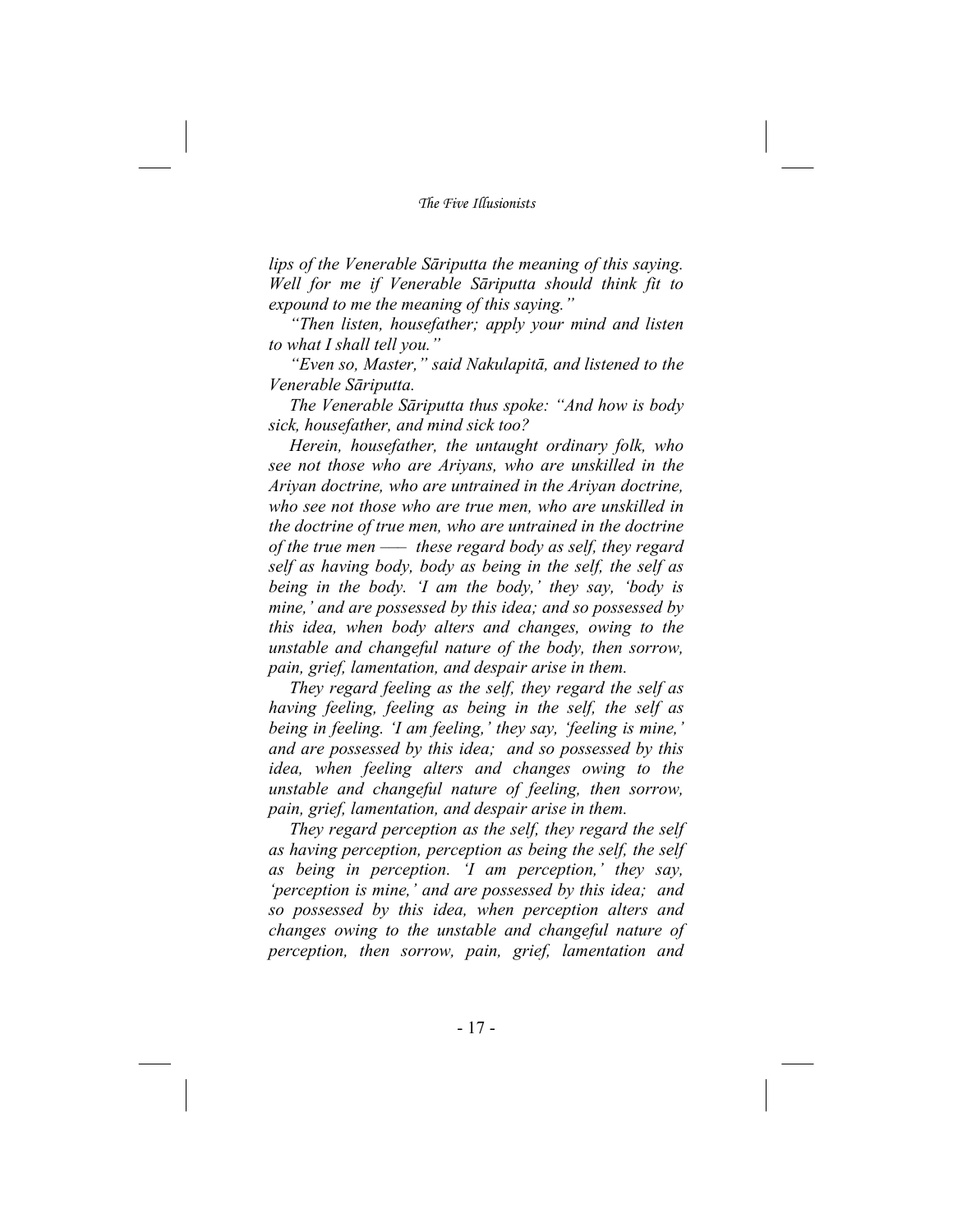*lips of the Venerable Sāriputta the meaning of this saying. Well for me if Venerable Sāriputta should think fit to expound to me the meaning of this saying."*

*"Then listen, housefather; apply your mind and listen to what I shall tell you."*

*"Even so, Master," said Nakulapitā, and listened to the Venerable Sāriputta.*

*The Venerable Sāriputta thus spoke: "And how is body sick, housefather, and mind sick too?*

*Herein, housefather, the untaught ordinary folk, who see not those who are Ariyans, who are unskilled in the Ariyan doctrine, who are untrained in the Ariyan doctrine, who see not those who are true men, who are unskilled in the doctrine of true men, who are untrained in the doctrine of the true men —— these regard body as self, they regard self as having body, body as being in the self, the self as being in the body. 'I am the body,' they say, 'body is mine,' and are possessed by this idea; and so possessed by this idea, when body alters and changes, owing to the unstable and changeful nature of the body, then sorrow, pain, grief, lamentation, and despair arise in them.*

*They regard feeling as the self, they regard the self as having feeling, feeling as being in the self, the self as being in feeling. 'I am feeling,' they say, 'feeling is mine,' and are possessed by this idea; and so possessed by this idea, when feeling alters and changes owing to the unstable and changeful nature of feeling, then sorrow, pain, grief, lamentation, and despair arise in them.*

*They regard perception as the self, they regard the self as having perception, perception as being the self, the self as being in perception. 'I am perception,' they say, 'perception is mine,' and are possessed by this idea; and so possessed by this idea, when perception alters and changes owing to the unstable and changeful nature of perception, then sorrow, pain, grief, lamentation and*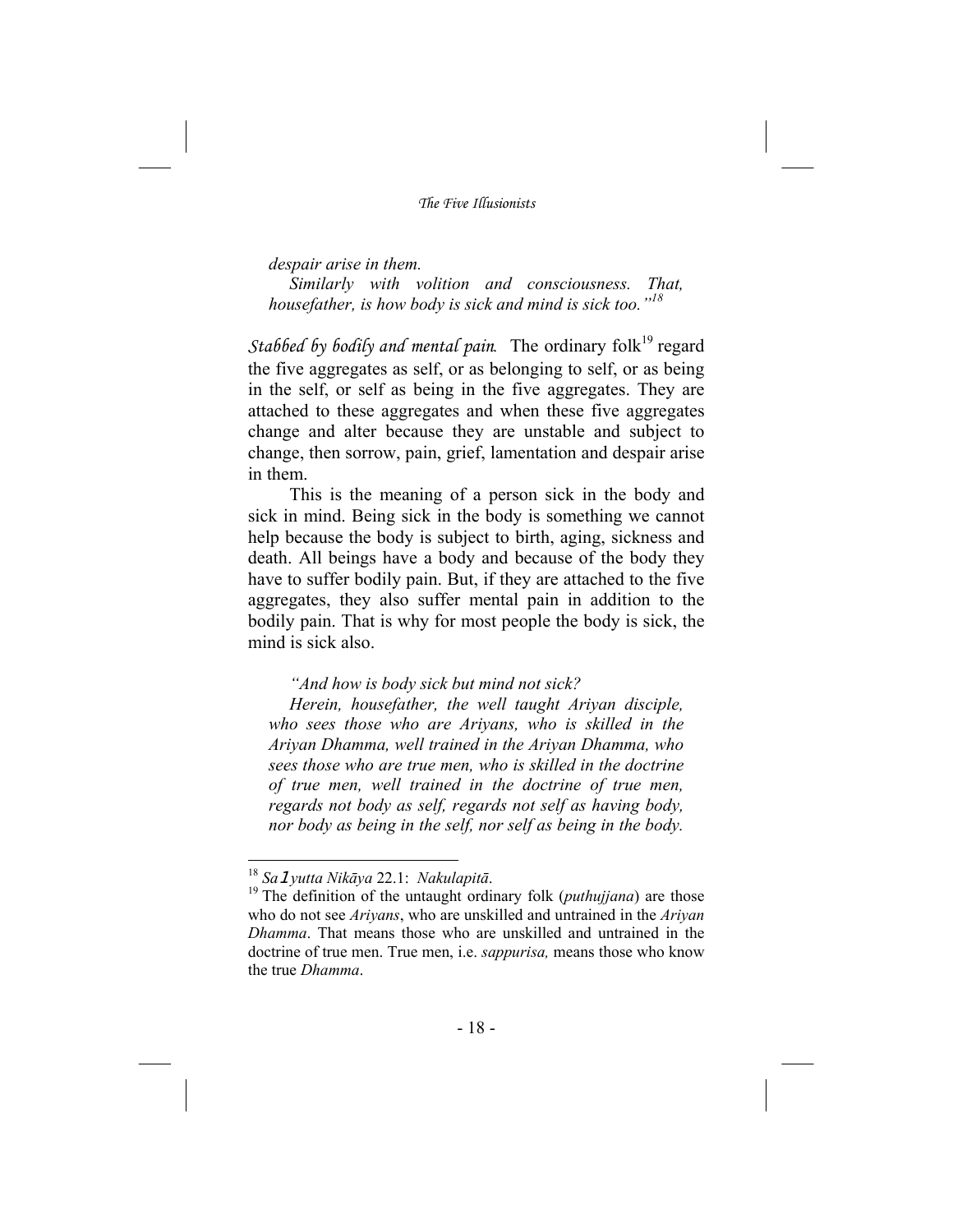*despair arise in them.*

*Similarly with volition and consciousness. That, housefather, is how body is sick and mind is sick too."*[18]

*Stabbed by bodily and mental pain.* The ordinary folk[19] regard the five aggregates as self, or as belonging to self, or as being in the self, or self as being in the five aggregates. They are attached to these aggregates and when these five aggregates change and alter because they are unstable and subject to change, then sorrow, pain, grief, lamentation and despair arise in them.

This is the meaning of a person sick in the body and sick in mind. Being sick in the body is something we cannot help because the body is subject to birth, aging, sickness and death. All beings have a body and because of the body they have to suffer bodily pain. But, if they are attached to the five aggregates, they also suffer mental pain in addition to the bodily pain. That is why for most people the body is sick, the mind is sick also.

*"And how is body sick but mind not sick?*

*Herein, housefather, the well taught Ariyan disciple, who sees those who are Ariyans, who is skilled in the Ariyan Dhamma, well trained in the Ariyan Dhamma, who sees those who are true men, who is skilled in the doctrine of true men, well trained in the doctrine of true men, regards not body as self, regards not self as having body, nor body as being in the self, nor self as being in the body.*

---

[18] *Saṃyutta Nikāya* 22.1: *Nakulapitā*.

[19] The definition of the untaught ordinary folk (*puthujjana*) are those who do not see *Ariyans*, who are unskilled and untrained in the *Ariyan Dhamma*. That means those who are unskilled and untrained in the doctrine of true men. True men, i.e. *sappurisa,* means those who know the true *Dhamma*.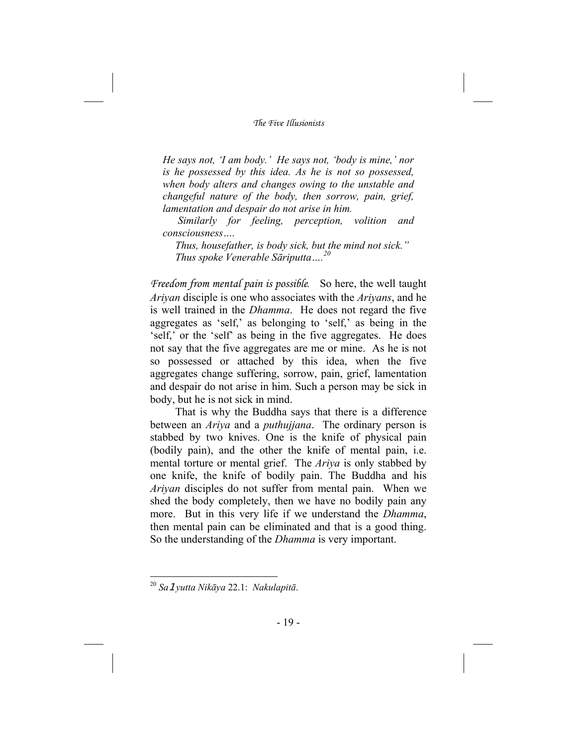*He says not, 'I am body.' He says not, 'body is mine,' nor is he possessed by this idea. As he is not so possessed, when body alters and changes owing to the unstable and changeful nature of the body, then sorrow, pain, grief, lamentation and despair do not arise in him.*

*Similarly for feeling, perception, volition and consciousness….*

*Thus, housefather, is body sick, but the mind not sick."*
*Thus spoke Venerable Sāriputta….*[20]

*Freedom from mental pain is possible.* So here, the well taught *Ariyan* disciple is one who associates with the *Ariyans*, and he is well trained in the *Dhamma*. He does not regard the five aggregates as 'self,' as belonging to 'self,' as being in the 'self,' or the 'self' as being in the five aggregates. He does not say that the five aggregates are me or mine. As he is not so possessed or attached by this idea, when the five aggregates change suffering, sorrow, pain, grief, lamentation and despair do not arise in him. Such a person may be sick in body, but he is not sick in mind.

That is why the Buddha says that there is a difference between an *Ariya* and a *puthujjana*. The ordinary person is stabbed by two knives. One is the knife of physical pain (bodily pain), and the other the knife of mental pain, i.e. mental torture or mental grief. The *Ariya* is only stabbed by one knife, the knife of bodily pain. The Buddha and his *Ariyan* disciples do not suffer from mental pain. When we shed the body completely, then we have no bodily pain any more. But in this very life if we understand the *Dhamma*, then mental pain can be eliminated and that is a good thing. So the understanding of the *Dhamma* is very important.

---

[20] *Saṁyutta Nikāya* 22.1: *Nakulapitā*.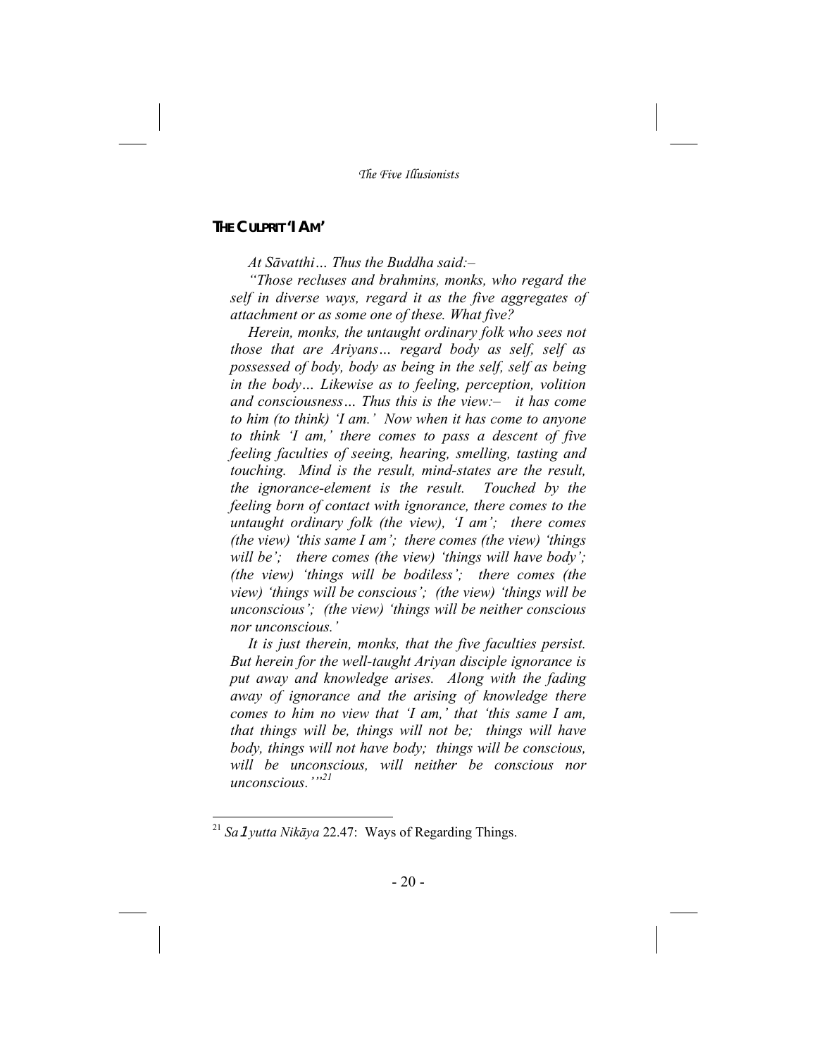## THE CULPRIT 'I AM'

*At Sāvatthi… Thus the Buddha said:–*

*"Those recluses and brahmins, monks, who regard the self in diverse ways, regard it as the five aggregates of attachment or as some one of these. What five?*

*Herein, monks, the untaught ordinary folk who sees not those that are Ariyans… regard body as self, self as possessed of body, body as being in the self, self as being in the body… Likewise as to feeling, perception, volition and consciousness… Thus this is the view:– it has come to him (to think) 'I am.' Now when it has come to anyone to think 'I am,' there comes to pass a descent of five feeling faculties of seeing, hearing, smelling, tasting and touching. Mind is the result, mind-states are the result, the ignorance-element is the result. Touched by the feeling born of contact with ignorance, there comes to the untaught ordinary folk (the view), 'I am'; there comes (the view) 'this same I am'; there comes (the view) 'things will be'; there comes (the view) 'things will have body'; (the view) 'things will be bodiless'; there comes (the view) 'things will be conscious'; (the view) 'things will be unconscious'; (the view) 'things will be neither conscious nor unconscious.'*

*It is just therein, monks, that the five faculties persist. But herein for the well-taught Ariyan disciple ignorance is put away and knowledge arises. Along with the fading away of ignorance and the arising of knowledge there comes to him no view that 'I am,' that 'this same I am, that things will be, things will not be; things will have body, things will not have body; things will be conscious, will be unconscious, will neither be conscious nor unconscious.'"*[21]

---

[21] *Saṃyutta Nikāya* 22.47: Ways of Regarding Things.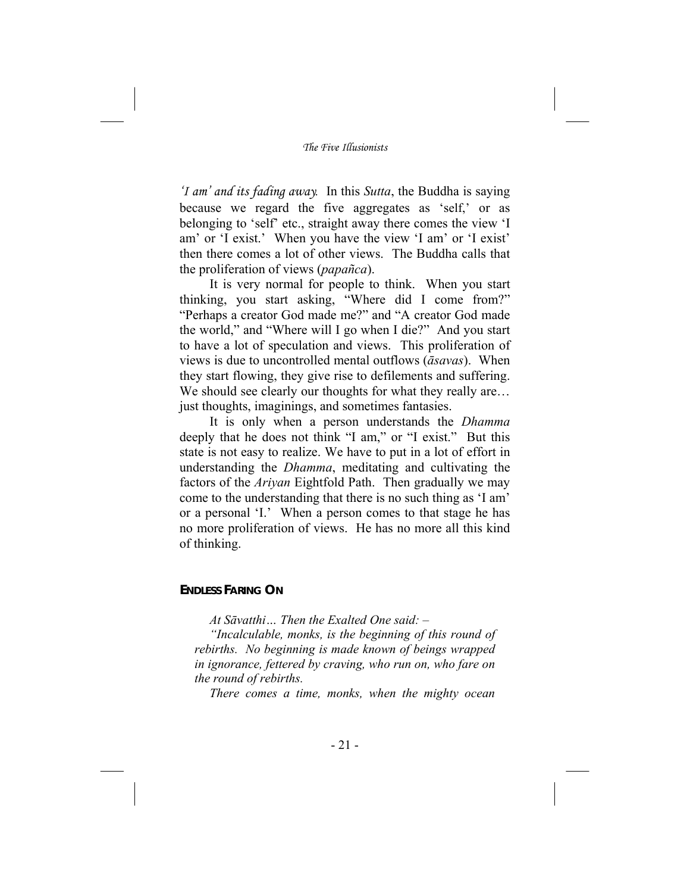*'I am' and its fading away.* In this *Sutta*, the Buddha is saying because we regard the five aggregates as 'self,' or as belonging to 'self' etc., straight away there comes the view 'I am' or 'I exist.' When you have the view 'I am' or 'I exist' then there comes a lot of other views. The Buddha calls that the proliferation of views (*papañca*).

It is very normal for people to think. When you start thinking, you start asking, "Where did I come from?" "Perhaps a creator God made me?" and "A creator God made the world," and "Where will I go when I die?" And you start to have a lot of speculation and views. This proliferation of views is due to uncontrolled mental outflows (*āsavas*). When they start flowing, they give rise to defilements and suffering. We should see clearly our thoughts for what they really are… just thoughts, imaginings, and sometimes fantasies.

It is only when a person understands the *Dhamma* deeply that he does not think "I am," or "I exist." But this state is not easy to realize. We have to put in a lot of effort in understanding the *Dhamma*, meditating and cultivating the factors of the *Ariyan* Eightfold Path. Then gradually we may come to the understanding that there is no such thing as 'I am' or a personal 'I.' When a person comes to that stage he has no more proliferation of views. He has no more all this kind of thinking.

### ENDLESS FARING ON

*At Sāvatthi… Then the Exalted One said: –*

*"Incalculable, monks, is the beginning of this round of rebirths. No beginning is made known of beings wrapped in ignorance, fettered by craving, who run on, who fare on the round of rebirths.*

*There comes a time, monks, when the mighty ocean*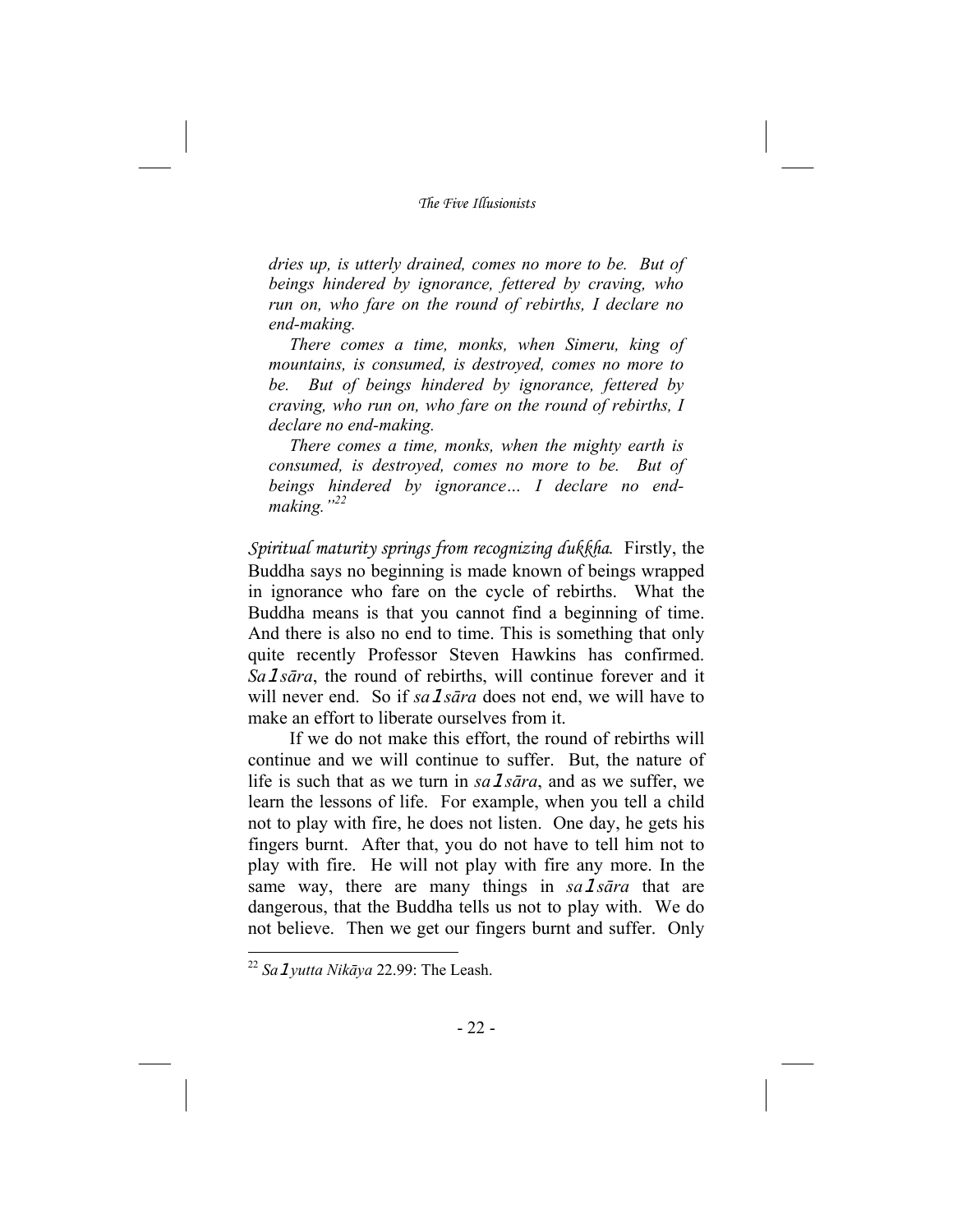*dries up, is utterly drained, comes no more to be. But of beings hindered by ignorance, fettered by craving, who run on, who fare on the round of rebirths, I declare no end-making.*

*There comes a time, monks, when Simeru, king of mountains, is consumed, is destroyed, comes no more to be. But of beings hindered by ignorance, fettered by craving, who run on, who fare on the round of rebirths, I declare no end-making.*

*There comes a time, monks, when the mighty earth is consumed, is destroyed, comes no more to be. But of beings hindered by ignorance… I declare no end-making."*[22]

*Spiritual maturity springs from recognizing dukkha.* Firstly, the Buddha says no beginning is made known of beings wrapped in ignorance who fare on the cycle of rebirths. What the Buddha means is that you cannot find a beginning of time. And there is also no end to time. This is something that only quite recently Professor Steven Hawkins has confirmed. *Saṃsāra*, the round of rebirths, will continue forever and it will never end. So if *saṃsāra* does not end, we will have to make an effort to liberate ourselves from it.

If we do not make this effort, the round of rebirths will continue and we will continue to suffer. But, the nature of life is such that as we turn in *saṃsāra*, and as we suffer, we learn the lessons of life. For example, when you tell a child not to play with fire, he does not listen. One day, he gets his fingers burnt. After that, you do not have to tell him not to play with fire. He will not play with fire any more. In the same way, there are many things in *saṃsāra* that are dangerous, that the Buddha tells us not to play with. We do not believe. Then we get our fingers burnt and suffer. Only

---

[22] *Saṃyutta Nikāya* 22.99: The Leash.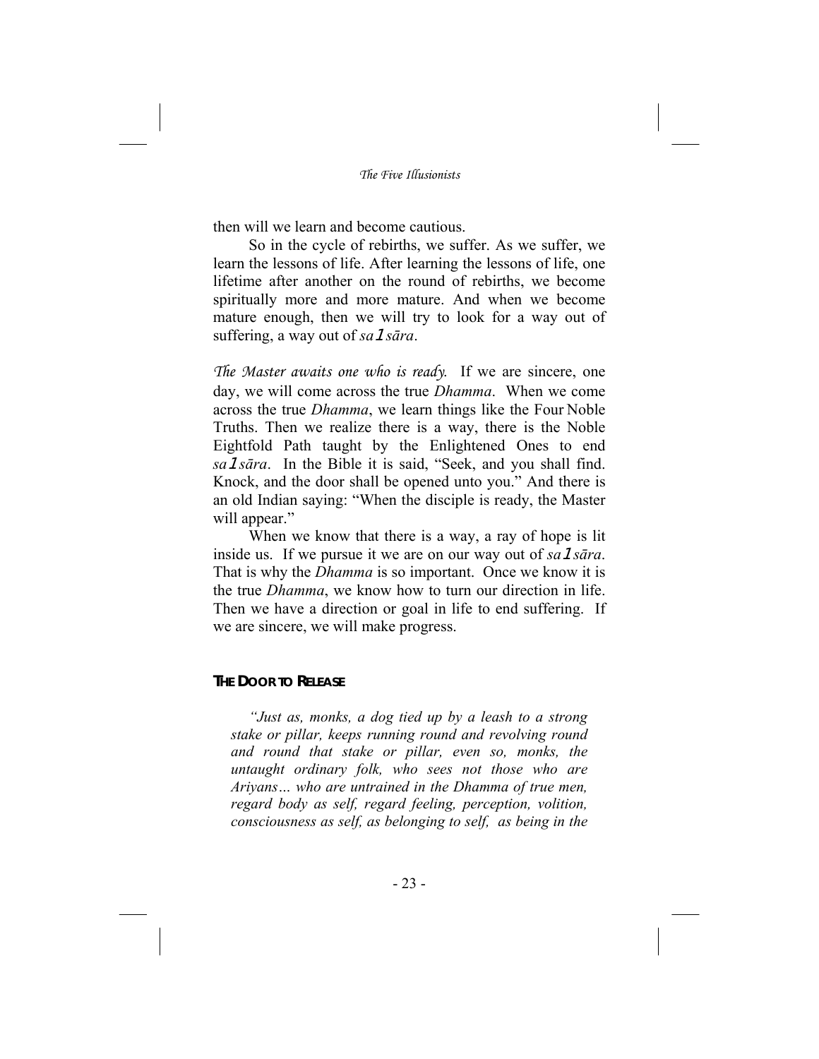then will we learn and become cautious.

So in the cycle of rebirths, we suffer. As we suffer, we learn the lessons of life. After learning the lessons of life, one lifetime after another on the round of rebirths, we become spiritually more and more mature. And when we become mature enough, then we will try to look for a way out of suffering, a way out of *saṃsāra*.

*The Master awaits one who is ready.* If we are sincere, one day, we will come across the true *Dhamma*. When we come across the true *Dhamma*, we learn things like the Four Noble Truths. Then we realize there is a way, there is the Noble Eightfold Path taught by the Enlightened Ones to end *saṃsāra*. In the Bible it is said, "Seek, and you shall find. Knock, and the door shall be opened unto you." And there is an old Indian saying: "When the disciple is ready, the Master will appear."

When we know that there is a way, a ray of hope is lit inside us. If we pursue it we are on our way out of *saṃsāra*. That is why the *Dhamma* is so important. Once we know it is the true *Dhamma*, we know how to turn our direction in life. Then we have a direction or goal in life to end suffering. If we are sincere, we will make progress.

## THE DOOR TO RELEASE

> *"Just as, monks, a dog tied up by a leash to a strong stake or pillar, keeps running round and revolving round and round that stake or pillar, even so, monks, the untaught ordinary folk, who sees not those who are Ariyans… who are untrained in the Dhamma of true men, regard body as self, regard feeling, perception, volition, consciousness as self, as belonging to self, as being in the*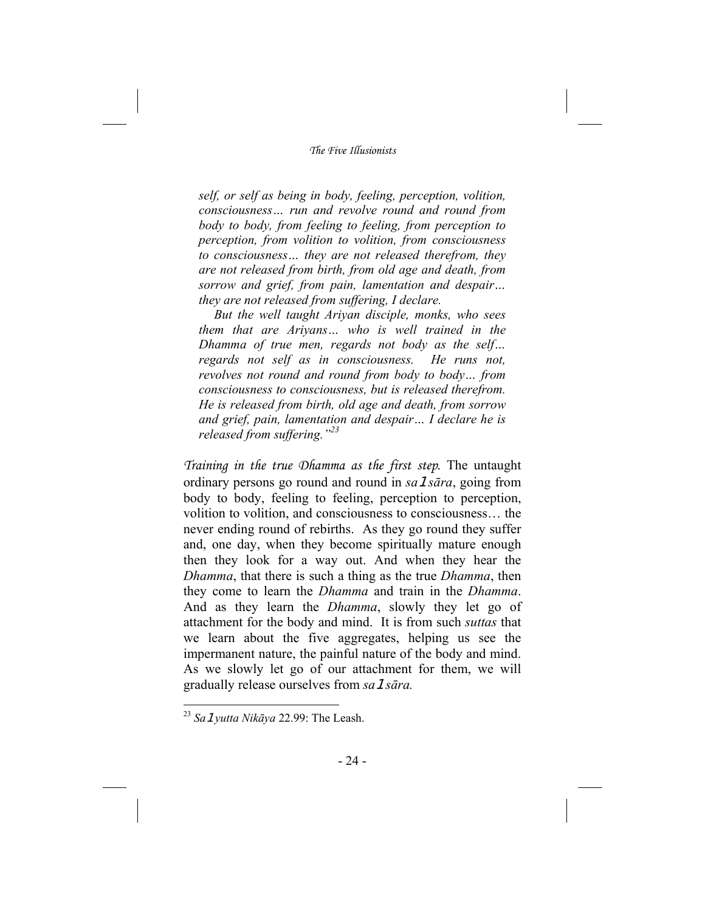*self, or self as being in body, feeling, perception, volition, consciousness… run and revolve round and round from body to body, from feeling to feeling, from perception to perception, from volition to volition, from consciousness to consciousness… they are not released therefrom, they are not released from birth, from old age and death, from sorrow and grief, from pain, lamentation and despair… they are not released from suffering, I declare.*

*But the well taught Ariyan disciple, monks, who sees them that are Ariyans… who is well trained in the Dhamma of true men, regards not body as the self… regards not self as in consciousness. He runs not, revolves not round and round from body to body… from consciousness to consciousness, but is released therefrom. He is released from birth, old age and death, from sorrow and grief, pain, lamentation and despair… I declare he is released from suffering."*[23]

*Training in the true Dhamma as the first step.* The untaught ordinary persons go round and round in *saṃsāra*, going from body to body, feeling to feeling, perception to perception, volition to volition, and consciousness to consciousness… the never ending round of rebirths. As they go round they suffer and, one day, when they become spiritually mature enough then they look for a way out. And when they hear the *Dhamma*, that there is such a thing as the true *Dhamma*, then they come to learn the *Dhamma* and train in the *Dhamma*. And as they learn the *Dhamma*, slowly they let go of attachment for the body and mind. It is from such *suttas* that we learn about the five aggregates, helping us see the impermanent nature, the painful nature of the body and mind. As we slowly let go of our attachment for them, we will gradually release ourselves from *saṃsāra.*

[23] *Saṃyutta Nikāya* 22.99: The Leash.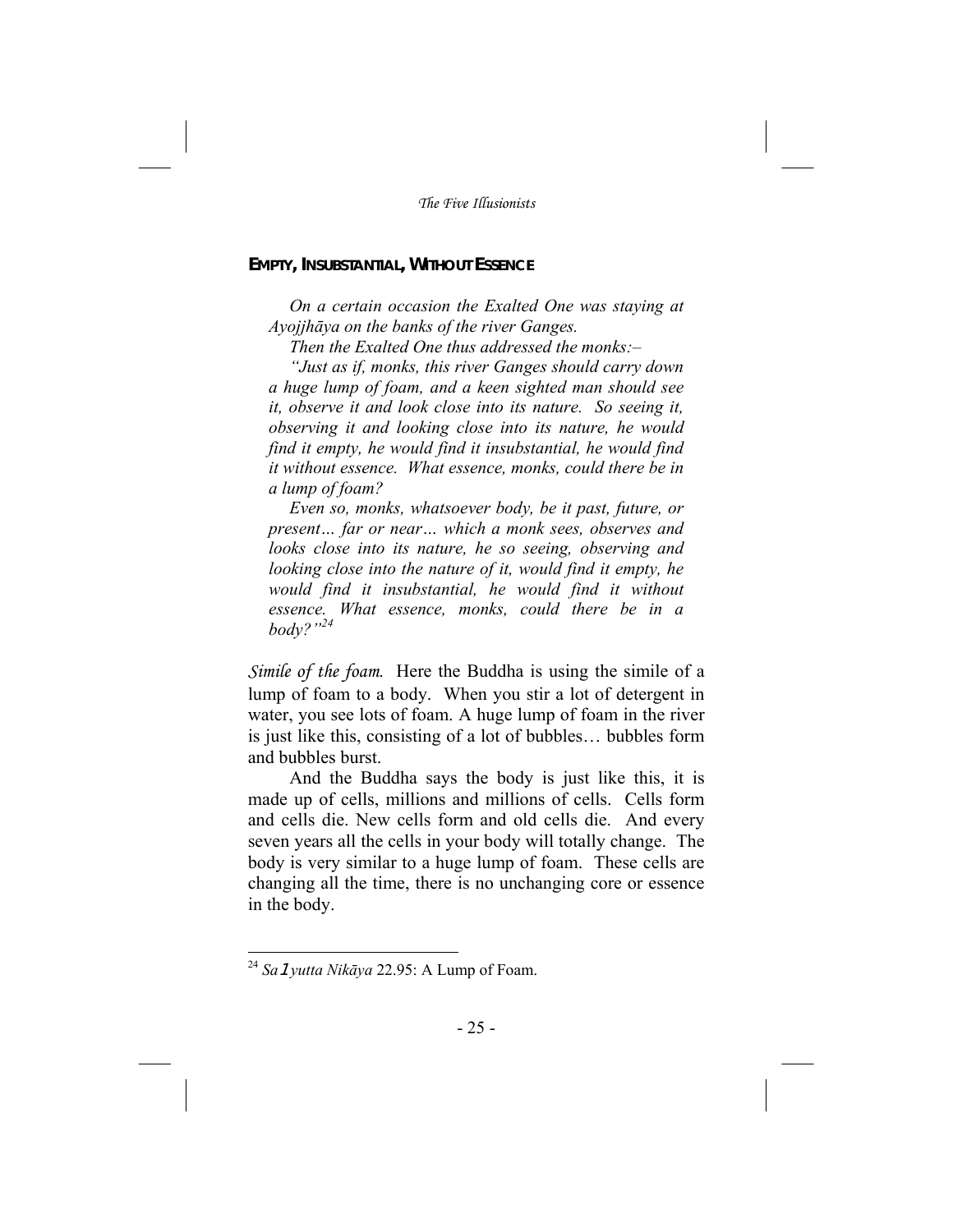## EMPTY, INSUBSTANTIAL, WITHOUT ESSENCE

*On a certain occasion the Exalted One was staying at Ayojjhāya on the banks of the river Ganges.*

*Then the Exalted One thus addressed the monks:–*

*"Just as if, monks, this river Ganges should carry down a huge lump of foam, and a keen sighted man should see it, observe it and look close into its nature. So seeing it, observing it and looking close into its nature, he would find it empty, he would find it insubstantial, he would find it without essence. What essence, monks, could there be in a lump of foam?*

*Even so, monks, whatsoever body, be it past, future, or present… far or near… which a monk sees, observes and looks close into its nature, he so seeing, observing and looking close into the nature of it, would find it empty, he would find it insubstantial, he would find it without essence. What essence, monks, could there be in a body?"*[24]

*Simile of the foam.* Here the Buddha is using the simile of a lump of foam to a body. When you stir a lot of detergent in water, you see lots of foam. A huge lump of foam in the river is just like this, consisting of a lot of bubbles… bubbles form and bubbles burst.

And the Buddha says the body is just like this, it is made up of cells, millions and millions of cells. Cells form and cells die. New cells form and old cells die. And every seven years all the cells in your body will totally change. The body is very similar to a huge lump of foam. These cells are changing all the time, there is no unchanging core or essence in the body.

---

[24] *Saṃyutta Nikāya* 22.95: A Lump of Foam.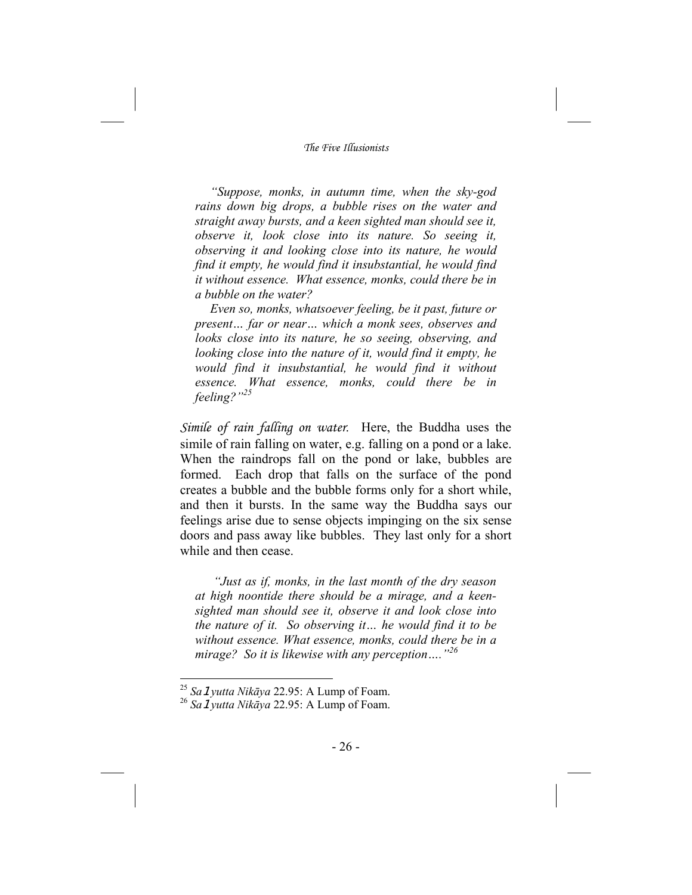*"Suppose, monks, in autumn time, when the sky-god rains down big drops, a bubble rises on the water and straight away bursts, and a keen sighted man should see it, observe it, look close into its nature. So seeing it, observing it and looking close into its nature, he would find it empty, he would find it insubstantial, he would find it without essence. What essence, monks, could there be in a bubble on the water?*

*Even so, monks, whatsoever feeling, be it past, future or present… far or near… which a monk sees, observes and looks close into its nature, he so seeing, observing, and looking close into the nature of it, would find it empty, he would find it insubstantial, he would find it without essence. What essence, monks, could there be in feeling?"*[25]

*Simile of rain falling on water.* Here, the Buddha uses the simile of rain falling on water, e.g. falling on a pond or a lake. When the raindrops fall on the pond or lake, bubbles are formed. Each drop that falls on the surface of the pond creates a bubble and the bubble forms only for a short while, and then it bursts. In the same way the Buddha says our feelings arise due to sense objects impinging on the six sense doors and pass away like bubbles. They last only for a short while and then cease.

*"Just as if, monks, in the last month of the dry season at high noontide there should be a mirage, and a keen-sighted man should see it, observe it and look close into the nature of it. So observing it… he would find it to be without essence. What essence, monks, could there be in a mirage? So it is likewise with any perception…."*[26]

---

[25] *Saṃyutta Nikāya* 22.95: A Lump of Foam.

[26] *Saṃyutta Nikāya* 22.95: A Lump of Foam.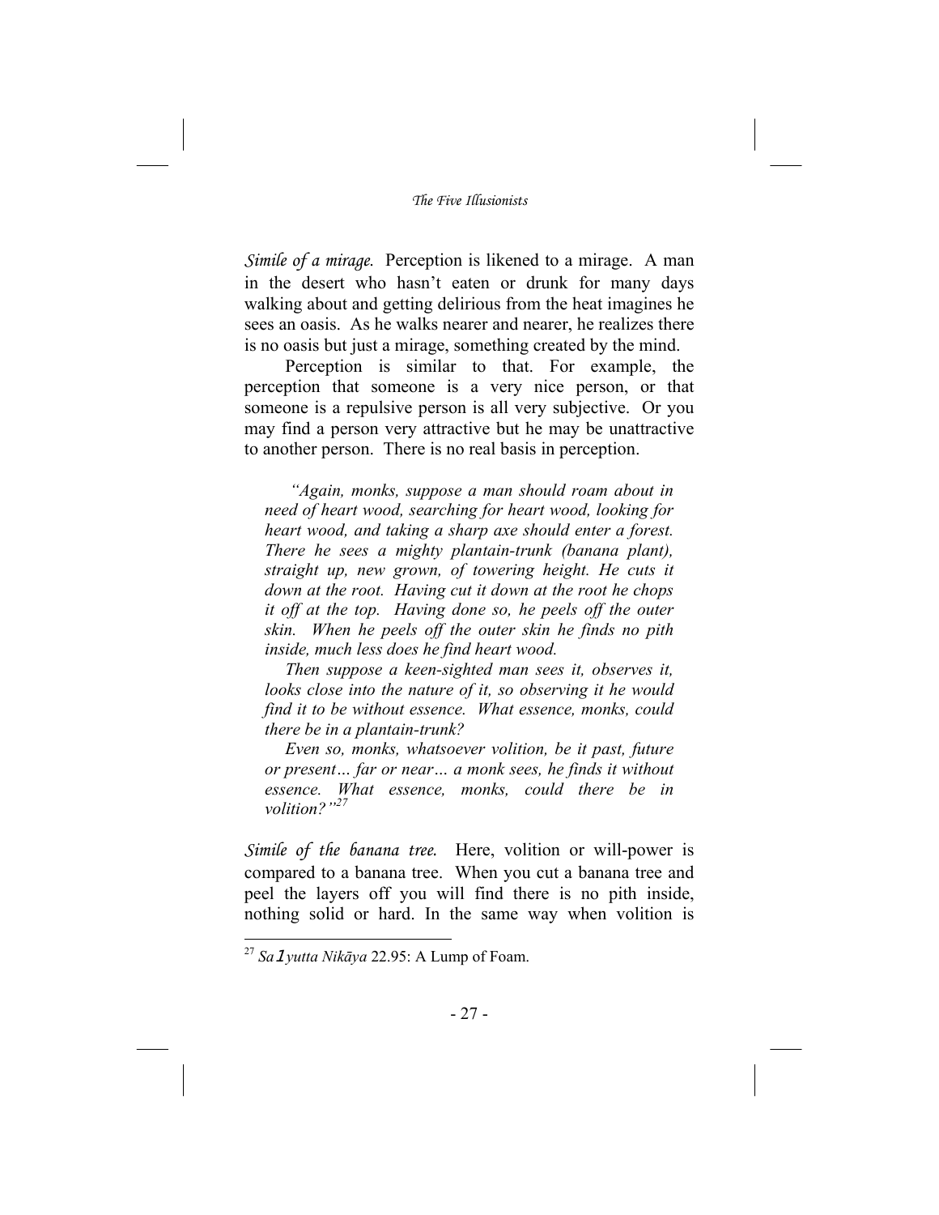*Simile of a mirage.* Perception is likened to a mirage. A man in the desert who hasn't eaten or drunk for many days walking about and getting delirious from the heat imagines he sees an oasis. As he walks nearer and nearer, he realizes there is no oasis but just a mirage, something created by the mind.

Perception is similar to that. For example, the perception that someone is a very nice person, or that someone is a repulsive person is all very subjective. Or you may find a person very attractive but he may be unattractive to another person. There is no real basis in perception.

> *"Again, monks, suppose a man should roam about in need of heart wood, searching for heart wood, looking for heart wood, and taking a sharp axe should enter a forest. There he sees a mighty plantain-trunk (banana plant), straight up, new grown, of towering height. He cuts it down at the root. Having cut it down at the root he chops it off at the top. Having done so, he peels off the outer skin. When he peels off the outer skin he finds no pith inside, much less does he find heart wood.*
>
> *Then suppose a keen-sighted man sees it, observes it, looks close into the nature of it, so observing it he would find it to be without essence. What essence, monks, could there be in a plantain-trunk?*
>
> *Even so, monks, whatsoever volition, be it past, future or present… far or near… a monk sees, he finds it without essence. What essence, monks, could there be in volition?"*[27]

*Simile of the banana tree.* Here, volition or will-power is compared to a banana tree. When you cut a banana tree and peel the layers off you will find there is no pith inside, nothing solid or hard. In the same way when volition is

[27] *Saṃyutta Nikāya* 22.95: A Lump of Foam.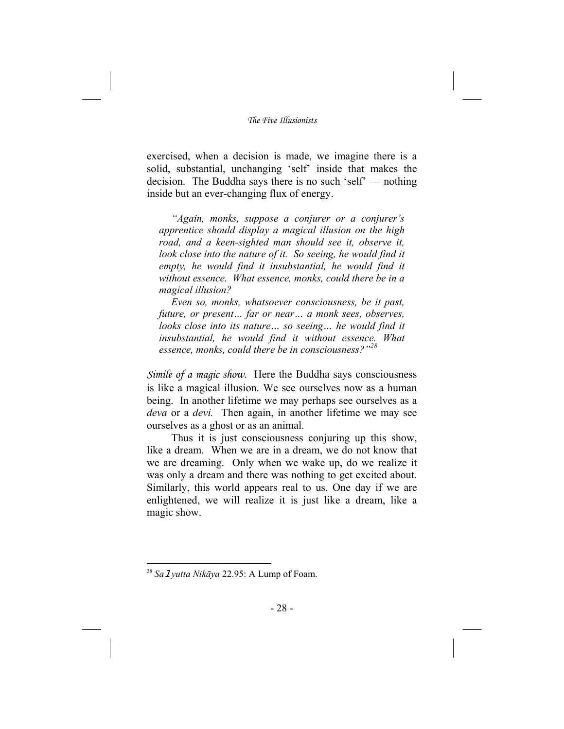exercised, when a decision is made, we imagine there is a solid, substantial, unchanging 'self' inside that makes the decision. The Buddha says there is no such 'self' — nothing inside but an ever-changing flux of energy.

> *"Again, monks, suppose a conjurer or a conjurer's apprentice should display a magical illusion on the high road, and a keen-sighted man should see it, observe it, look close into the nature of it. So seeing, he would find it empty, he would find it insubstantial, he would find it without essence. What essence, monks, could there be in a magical illusion?*
>
> *Even so, monks, whatsoever consciousness, be it past, future, or present… far or near… a monk sees, observes, looks close into its nature… so seeing… he would find it insubstantial, he would find it without essence. What essence, monks, could there be in consciousness?"*[28]

*Simile of a magic show.* Here the Buddha says consciousness is like a magical illusion. We see ourselves now as a human being. In another lifetime we may perhaps see ourselves as a *deva* or a *devi.* Then again, in another lifetime we may see ourselves as a ghost or as an animal.

Thus it is just consciousness conjuring up this show, like a dream. When we are in a dream, we do not know that we are dreaming. Only when we wake up, do we realize it was only a dream and there was nothing to get excited about. Similarly, this world appears real to us. One day if we are enlightened, we will realize it is just like a dream, like a magic show.

---

[28] *Saṃyutta Nikāya* 22.95: A Lump of Foam.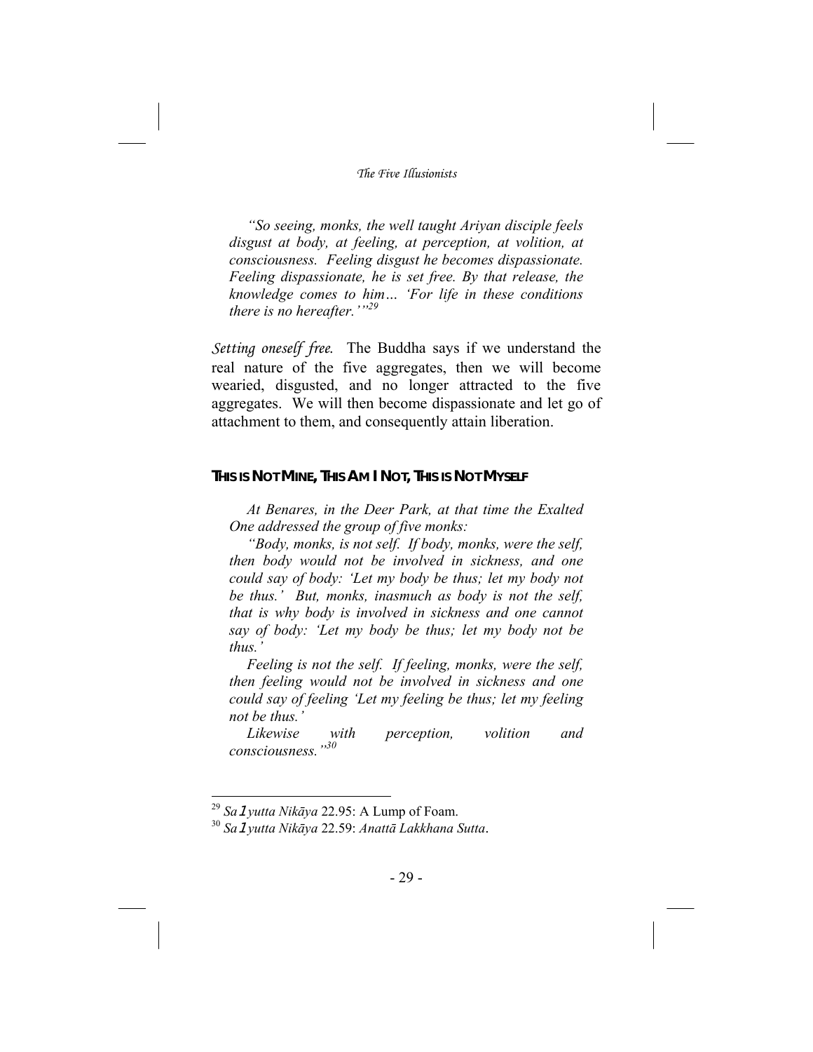*"So seeing, monks, the well taught Ariyan disciple feels disgust at body, at feeling, at perception, at volition, at consciousness. Feeling disgust he becomes dispassionate. Feeling dispassionate, he is set free. By that release, the knowledge comes to him… 'For life in these conditions there is no hereafter.'"*[29]

*Setting oneself free.* The Buddha says if we understand the real nature of the five aggregates, then we will become wearied, disgusted, and no longer attracted to the five aggregates. We will then become dispassionate and let go of attachment to them, and consequently attain liberation.

## THIS IS NOT MINE, THIS AM I NOT, THIS IS NOT MYSELF

*At Benares, in the Deer Park, at that time the Exalted One addressed the group of five monks:*

*"Body, monks, is not self. If body, monks, were the self, then body would not be involved in sickness, and one could say of body: 'Let my body be thus; let my body not be thus.' But, monks, inasmuch as body is not the self, that is why body is involved in sickness and one cannot say of body: 'Let my body be thus; let my body not be thus.'*

*Feeling is not the self. If feeling, monks, were the self, then feeling would not be involved in sickness and one could say of feeling 'Let my feeling be thus; let my feeling not be thus.'*

*Likewise with perception, volition and consciousness."*[30]

---

[29] *Saṃyutta Nikāya* 22.95: A Lump of Foam.

[30] *Saṃyutta Nikāya* 22.59: *Anattā Lakkhana Sutta*.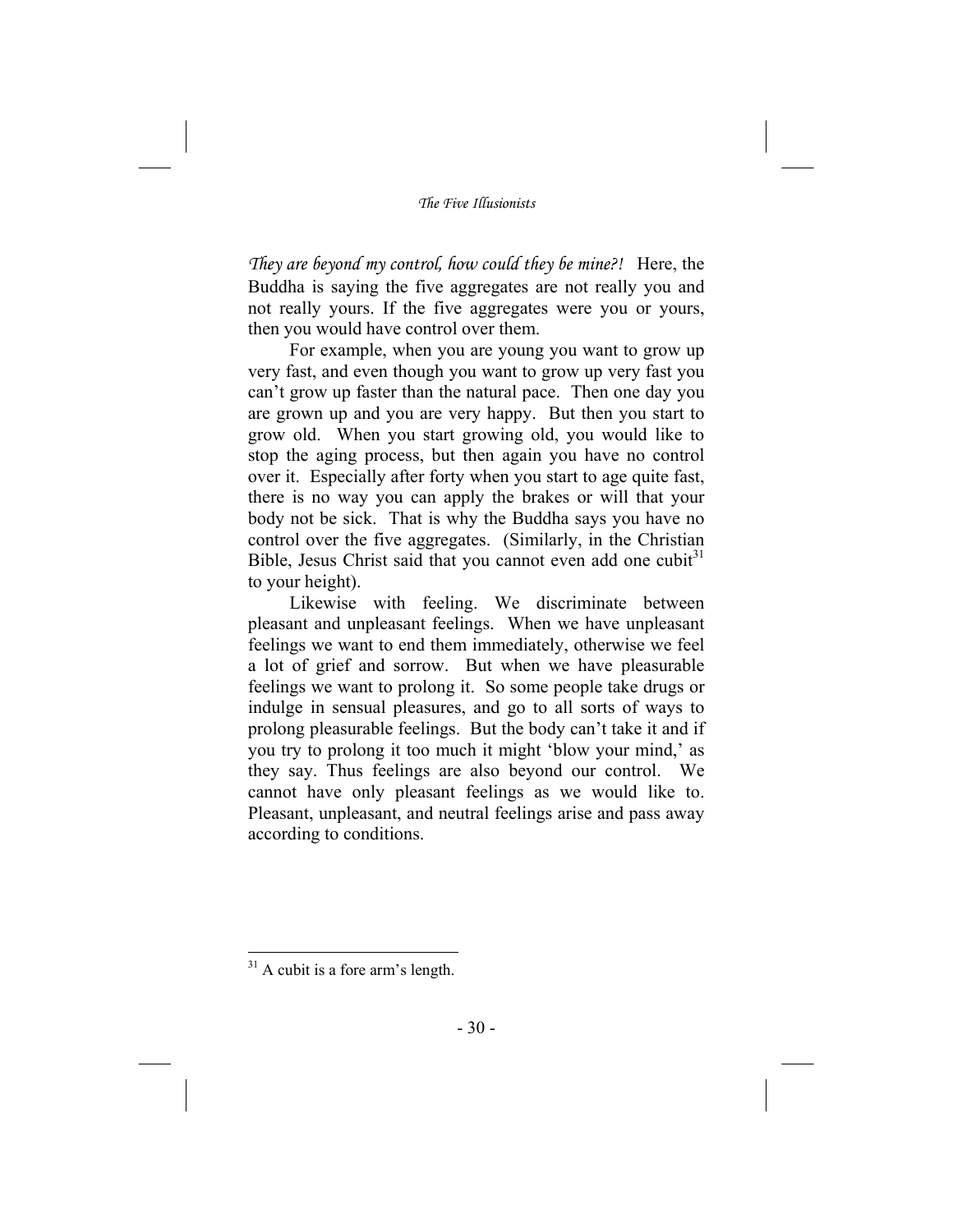*They are beyond my control, how could they be mine?!* Here, the Buddha is saying the five aggregates are not really you and not really yours. If the five aggregates were you or yours, then you would have control over them.

For example, when you are young you want to grow up very fast, and even though you want to grow up very fast you can't grow up faster than the natural pace. Then one day you are grown up and you are very happy. But then you start to grow old. When you start growing old, you would like to stop the aging process, but then again you have no control over it. Especially after forty when you start to age quite fast, there is no way you can apply the brakes or will that your body not be sick. That is why the Buddha says you have no control over the five aggregates. (Similarly, in the Christian Bible, Jesus Christ said that you cannot even add one cubit[31] to your height).

Likewise with feeling. We discriminate between pleasant and unpleasant feelings. When we have unpleasant feelings we want to end them immediately, otherwise we feel a lot of grief and sorrow. But when we have pleasurable feelings we want to prolong it. So some people take drugs or indulge in sensual pleasures, and go to all sorts of ways to prolong pleasurable feelings. But the body can't take it and if you try to prolong it too much it might 'blow your mind,' as they say. Thus feelings are also beyond our control. We cannot have only pleasant feelings as we would like to. Pleasant, unpleasant, and neutral feelings arise and pass away according to conditions.

---

[31] A cubit is a fore arm's length.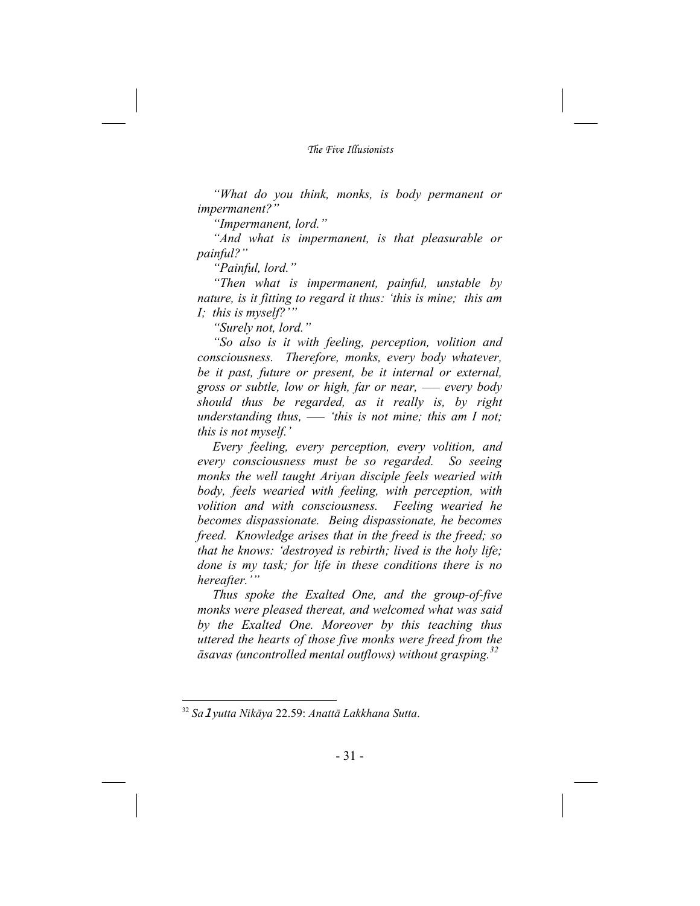*"What do you think, monks, is body permanent or impermanent?"*

*"Impermanent, lord."*

*"And what is impermanent, is that pleasurable or painful?"*

*"Painful, lord."*

*"Then what is impermanent, painful, unstable by nature, is it fitting to regard it thus: 'this is mine; this am I; this is myself?'"*

*"Surely not, lord."*

*"So also is it with feeling, perception, volition and consciousness. Therefore, monks, every body whatever, be it past, future or present, be it internal or external, gross or subtle, low or high, far or near, —– every body should thus be regarded, as it really is, by right understanding thus, —– 'this is not mine; this am I not; this is not myself.'*

*Every feeling, every perception, every volition, and every consciousness must be so regarded. So seeing monks the well taught Ariyan disciple feels wearied with body, feels wearied with feeling, with perception, with volition and with consciousness. Feeling wearied he becomes dispassionate. Being dispassionate, he becomes freed. Knowledge arises that in the freed is the freed; so that he knows: 'destroyed is rebirth; lived is the holy life; done is my task; for life in these conditions there is no hereafter.'"*

*Thus spoke the Exalted One, and the group-of-five monks were pleased thereat, and welcomed what was said by the Exalted One. Moreover by this teaching thus uttered the hearts of those five monks were freed from the āsavas (uncontrolled mental outflows) without grasping.*[32]

---

[32] *Saṃyutta Nikāya* 22.59: *Anattā Lakkhana Sutta*.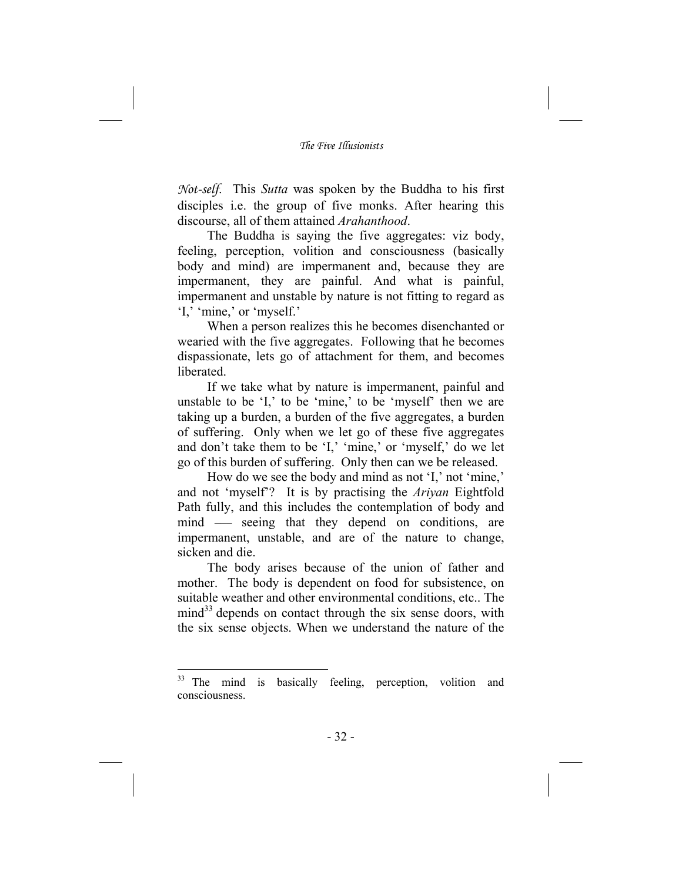*Not-self.* This *Sutta* was spoken by the Buddha to his first disciples i.e. the group of five monks. After hearing this discourse, all of them attained *Arahanthood*.

The Buddha is saying the five aggregates: viz body, feeling, perception, volition and consciousness (basically body and mind) are impermanent and, because they are impermanent, they are painful. And what is painful, impermanent and unstable by nature is not fitting to regard as 'I,' 'mine,' or 'myself.'

When a person realizes this he becomes disenchanted or wearied with the five aggregates. Following that he becomes dispassionate, lets go of attachment for them, and becomes liberated.

If we take what by nature is impermanent, painful and unstable to be 'I,' to be 'mine,' to be 'myself' then we are taking up a burden, a burden of the five aggregates, a burden of suffering. Only when we let go of these five aggregates and don't take them to be 'I,' 'mine,' or 'myself,' do we let go of this burden of suffering. Only then can we be released.

How do we see the body and mind as not 'I,' not 'mine,' and not 'myself'? It is by practising the *Ariyan* Eightfold Path fully, and this includes the contemplation of body and mind —– seeing that they depend on conditions, are impermanent, unstable, and are of the nature to change, sicken and die.

The body arises because of the union of father and mother. The body is dependent on food for subsistence, on suitable weather and other environmental conditions, etc.. The mind[33] depends on contact through the six sense doors, with the six sense objects. When we understand the nature of the

---

[33] The mind is basically feeling, perception, volition and consciousness.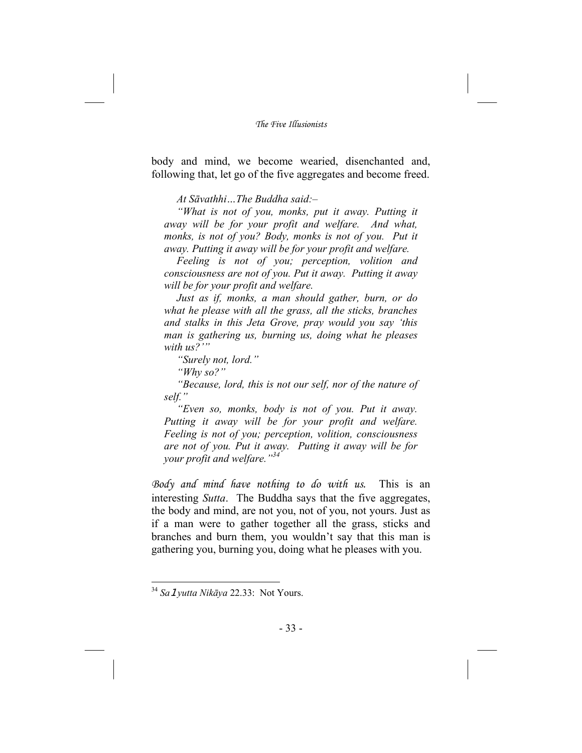body and mind, we become wearied, disenchanted and, following that, let go of the five aggregates and become freed.

> *At Sāvathhi…The Buddha said:–*
>
> *"What is not of you, monks, put it away. Putting it away will be for your profit and welfare. And what, monks, is not of you? Body, monks is not of you. Put it away. Putting it away will be for your profit and welfare.*
>
> *Feeling is not of you; perception, volition and consciousness are not of you. Put it away. Putting it away will be for your profit and welfare.*
>
> *Just as if, monks, a man should gather, burn, or do what he please with all the grass, all the sticks, branches and stalks in this Jeta Grove, pray would you say 'this man is gathering us, burning us, doing what he pleases with us?'"*
>
> *"Surely not, lord."*
>
> *"Why so?"*
>
> *"Because, lord, this is not our self, nor of the nature of self."*
>
> *"Even so, monks, body is not of you. Put it away. Putting it away will be for your profit and welfare. Feeling is not of you; perception, volition, consciousness are not of you. Put it away. Putting it away will be for your profit and welfare."*[34]

*Body and mind have nothing to do with us.* This is an interesting *Sutta*. The Buddha says that the five aggregates, the body and mind, are not you, not of you, not yours. Just as if a man were to gather together all the grass, sticks and branches and burn them, you wouldn't say that this man is gathering you, burning you, doing what he pleases with you.

---

[34] *Saṃyutta Nikāya* 22.33: Not Yours.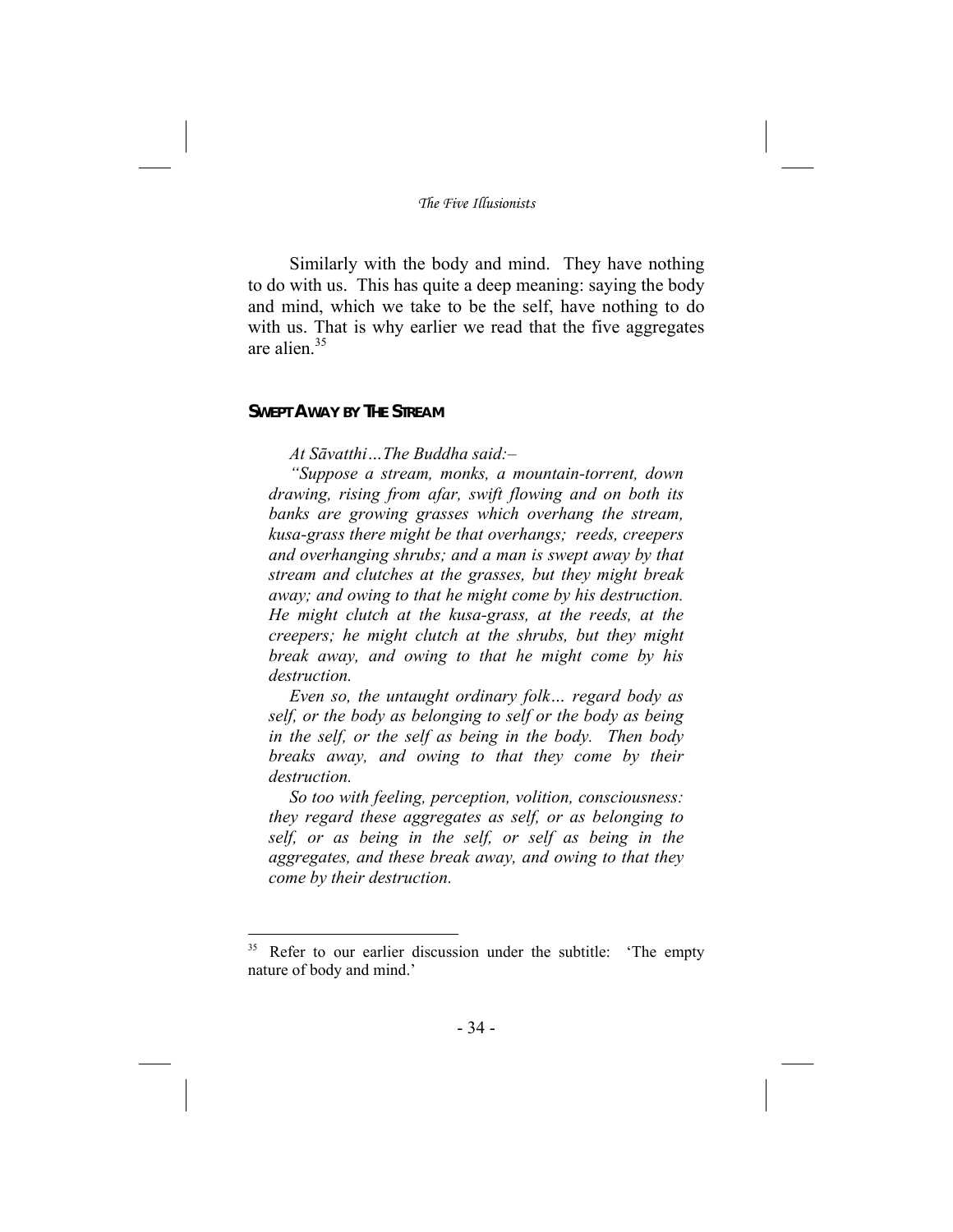Similarly with the body and mind. They have nothing to do with us. This has quite a deep meaning: saying the body and mind, which we take to be the self, have nothing to do with us. That is why earlier we read that the five aggregates are alien.[35]

## SWEPT AWAY BY THE STREAM

*At Sāvatthi…The Buddha said:–*

*"Suppose a stream, monks, a mountain-torrent, down drawing, rising from afar, swift flowing and on both its banks are growing grasses which overhang the stream, kusa-grass there might be that overhangs; reeds, creepers and overhanging shrubs; and a man is swept away by that stream and clutches at the grasses, but they might break away; and owing to that he might come by his destruction. He might clutch at the kusa-grass, at the reeds, at the creepers; he might clutch at the shrubs, but they might break away, and owing to that he might come by his destruction.*

*Even so, the untaught ordinary folk… regard body as self, or the body as belonging to self or the body as being in the self, or the self as being in the body. Then body breaks away, and owing to that they come by their destruction.*

*So too with feeling, perception, volition, consciousness: they regard these aggregates as self, or as belonging to self, or as being in the self, or self as being in the aggregates, and these break away, and owing to that they come by their destruction.*

---

[35] Refer to our earlier discussion under the subtitle: 'The empty nature of body and mind.'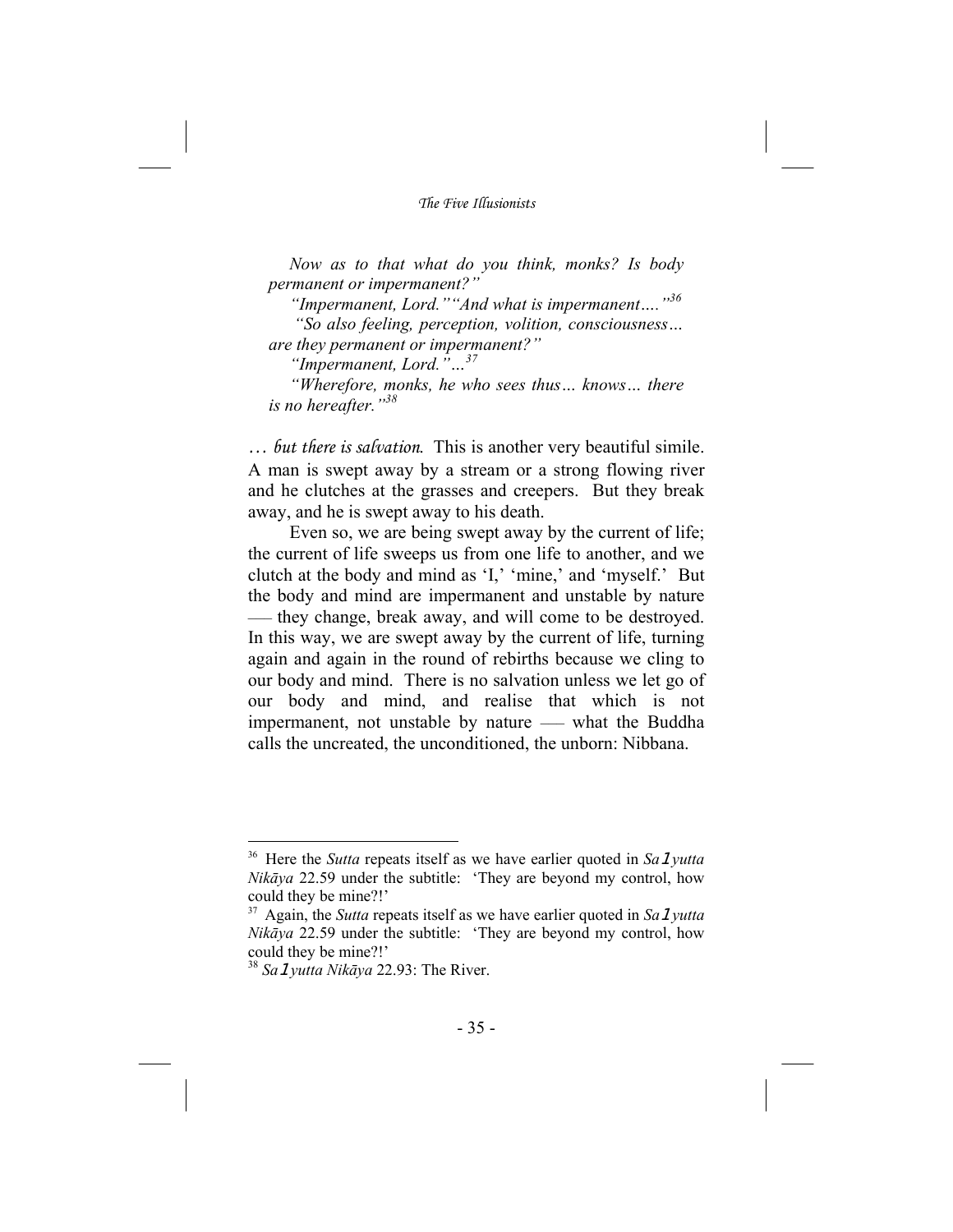*Now as to that what do you think, monks? Is body permanent or impermanent?"*

*"Impermanent, Lord." "And what is impermanent…."*[36]

*"So also feeling, perception, volition, consciousness… are they permanent or impermanent?"*

*"Impermanent, Lord."…*[37]

*"Wherefore, monks, he who sees thus… knows… there is no hereafter."*[38]

*… but there is salvation.* This is another very beautiful simile. A man is swept away by a stream or a strong flowing river and he clutches at the grasses and creepers. But they break away, and he is swept away to his death.

Even so, we are being swept away by the current of life; the current of life sweeps us from one life to another, and we clutch at the body and mind as 'I,' 'mine,' and 'myself.' But the body and mind are impermanent and unstable by nature —– they change, break away, and will come to be destroyed. In this way, we are swept away by the current of life, turning again and again in the round of rebirths because we cling to our body and mind. There is no salvation unless we let go of our body and mind, and realise that which is not impermanent, not unstable by nature —– what the Buddha calls the uncreated, the unconditioned, the unborn: Nibbana.

---

[36] Here the *Sutta* repeats itself as we have earlier quoted in *Saṁyutta Nikāya* 22.59 under the subtitle: 'They are beyond my control, how could they be mine?!'

[37] Again, the *Sutta* repeats itself as we have earlier quoted in *Saṁyutta Nikāya* 22.59 under the subtitle: 'They are beyond my control, how could they be mine?!'

[38] *Saṁyutta Nikāya* 22.93: The River.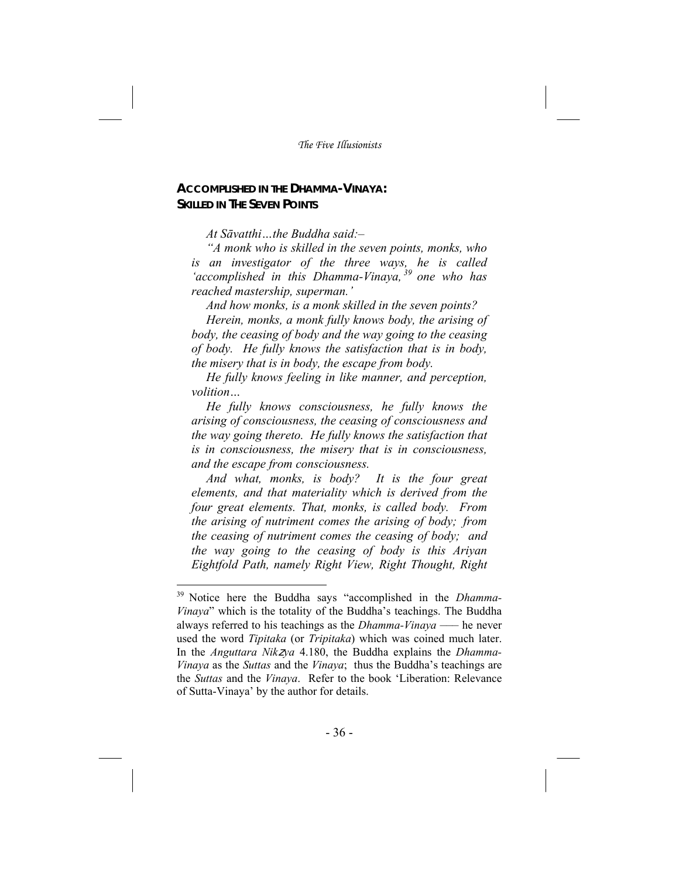## ACCOMPLISHED IN THE DHAMMA-VINAYA: SKILLED IN THE SEVEN POINTS

*At Sāvatthi…the Buddha said:–*

*"A monk who is skilled in the seven points, monks, who is an investigator of the three ways, he is called 'accomplished in this Dhamma-Vinaya,*[39] *one who has reached mastership, superman.'*

*And how monks, is a monk skilled in the seven points?*

*Herein, monks, a monk fully knows body, the arising of body, the ceasing of body and the way going to the ceasing of body. He fully knows the satisfaction that is in body, the misery that is in body, the escape from body.*

*He fully knows feeling in like manner, and perception, volition…*

*He fully knows consciousness, he fully knows the arising of consciousness, the ceasing of consciousness and the way going thereto. He fully knows the satisfaction that is in consciousness, the misery that is in consciousness, and the escape from consciousness.*

*And what, monks, is body? It is the four great elements, and that materiality which is derived from the four great elements. That, monks, is called body. From the arising of nutriment comes the arising of body; from the ceasing of nutriment comes the ceasing of body; and the way going to the ceasing of body is this Ariyan Eightfold Path, namely Right View, Right Thought, Right*

---

[39] Notice here the Buddha says "accomplished in the *Dhamma-Vinaya*" which is the totality of the Buddha's teachings. The Buddha always referred to his teachings as the *Dhamma-Vinaya* —— he never used the word *Tipitaka* (or *Tripitaka*) which was coined much later. In the *Anguttara Nikāya* 4.180, the Buddha explains the *Dhamma-Vinaya* as the *Suttas* and the *Vinaya*; thus the Buddha's teachings are the *Suttas* and the *Vinaya*. Refer to the book 'Liberation: Relevance of Sutta-Vinaya' by the author for details.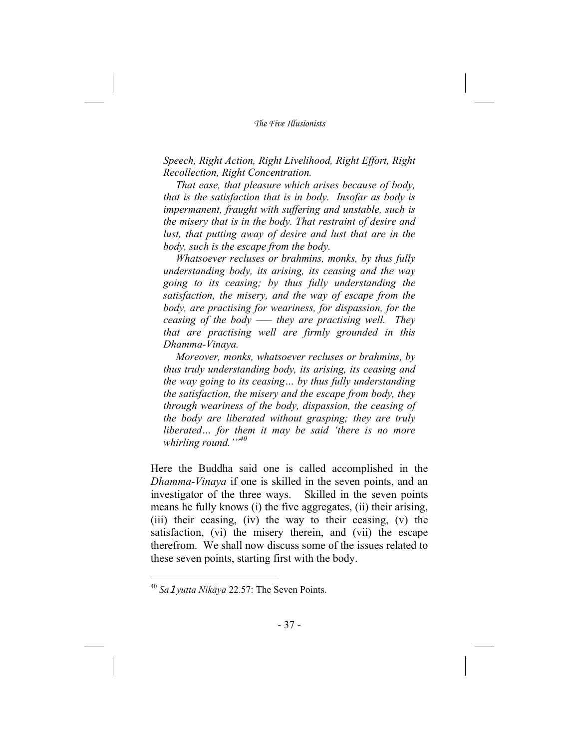*Speech, Right Action, Right Livelihood, Right Effort, Right Recollection, Right Concentration.*

*That ease, that pleasure which arises because of body, that is the satisfaction that is in body. Insofar as body is impermanent, fraught with suffering and unstable, such is the misery that is in the body. That restraint of desire and lust, that putting away of desire and lust that are in the body, such is the escape from the body.*

*Whatsoever recluses or brahmins, monks, by thus fully understanding body, its arising, its ceasing and the way going to its ceasing; by thus fully understanding the satisfaction, the misery, and the way of escape from the body, are practising for weariness, for dispassion, for the ceasing of the body —— they are practising well. They that are practising well are firmly grounded in this Dhamma-Vinaya.*

*Moreover, monks, whatsoever recluses or brahmins, by thus truly understanding body, its arising, its ceasing and the way going to its ceasing… by thus fully understanding the satisfaction, the misery and the escape from body, they through weariness of the body, dispassion, the ceasing of the body are liberated without grasping; they are truly liberated… for them it may be said 'there is no more whirling round.'"*[40]

Here the Buddha said one is called accomplished in the *Dhamma-Vinaya* if one is skilled in the seven points, and an investigator of the three ways. Skilled in the seven points means he fully knows (i) the five aggregates, (ii) their arising, (iii) their ceasing, (iv) the way to their ceasing, (v) the satisfaction, (vi) the misery therein, and (vii) the escape therefrom. We shall now discuss some of the issues related to these seven points, starting first with the body.

---

[40] *Saṃyutta Nikāya* 22.57: The Seven Points.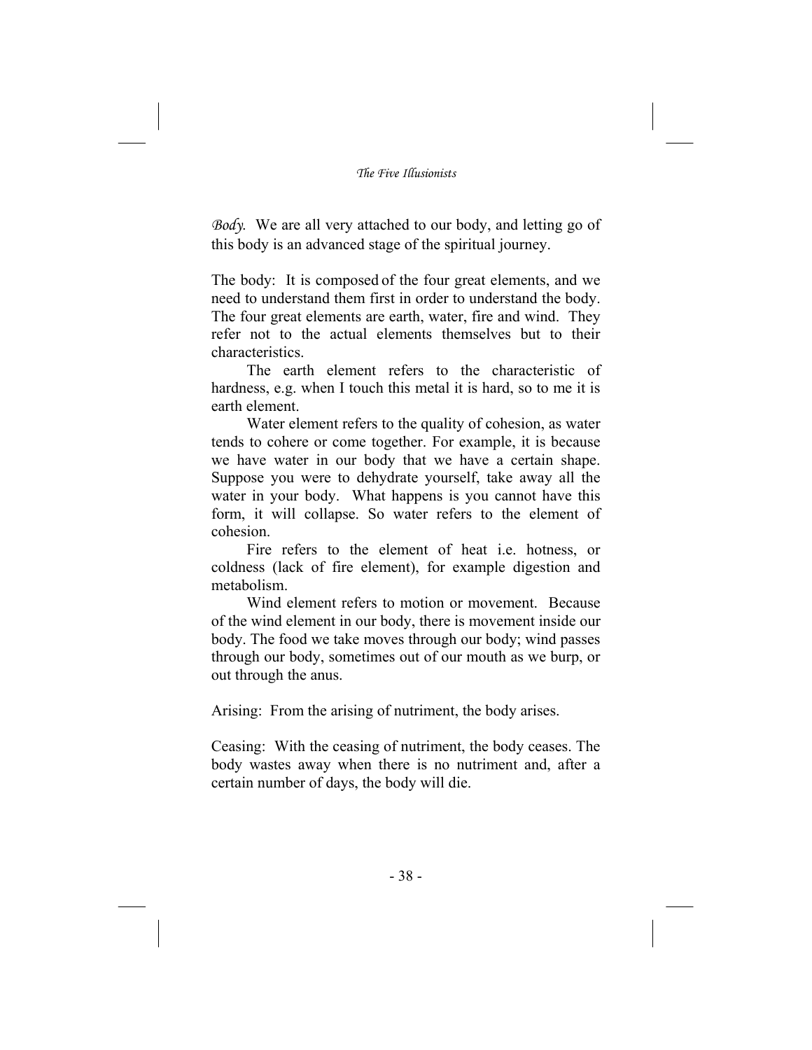*Body.* We are all very attached to our body, and letting go of this body is an advanced stage of the spiritual journey.

The body: It is composed of the four great elements, and we need to understand them first in order to understand the body. The four great elements are earth, water, fire and wind. They refer not to the actual elements themselves but to their characteristics.

The earth element refers to the characteristic of hardness, e.g. when I touch this metal it is hard, so to me it is earth element.

Water element refers to the quality of cohesion, as water tends to cohere or come together. For example, it is because we have water in our body that we have a certain shape. Suppose you were to dehydrate yourself, take away all the water in your body. What happens is you cannot have this form, it will collapse. So water refers to the element of cohesion.

Fire refers to the element of heat i.e. hotness, or coldness (lack of fire element), for example digestion and metabolism.

Wind element refers to motion or movement. Because of the wind element in our body, there is movement inside our body. The food we take moves through our body; wind passes through our body, sometimes out of our mouth as we burp, or out through the anus.

Arising: From the arising of nutriment, the body arises.

Ceasing: With the ceasing of nutriment, the body ceases. The body wastes away when there is no nutriment and, after a certain number of days, the body will die.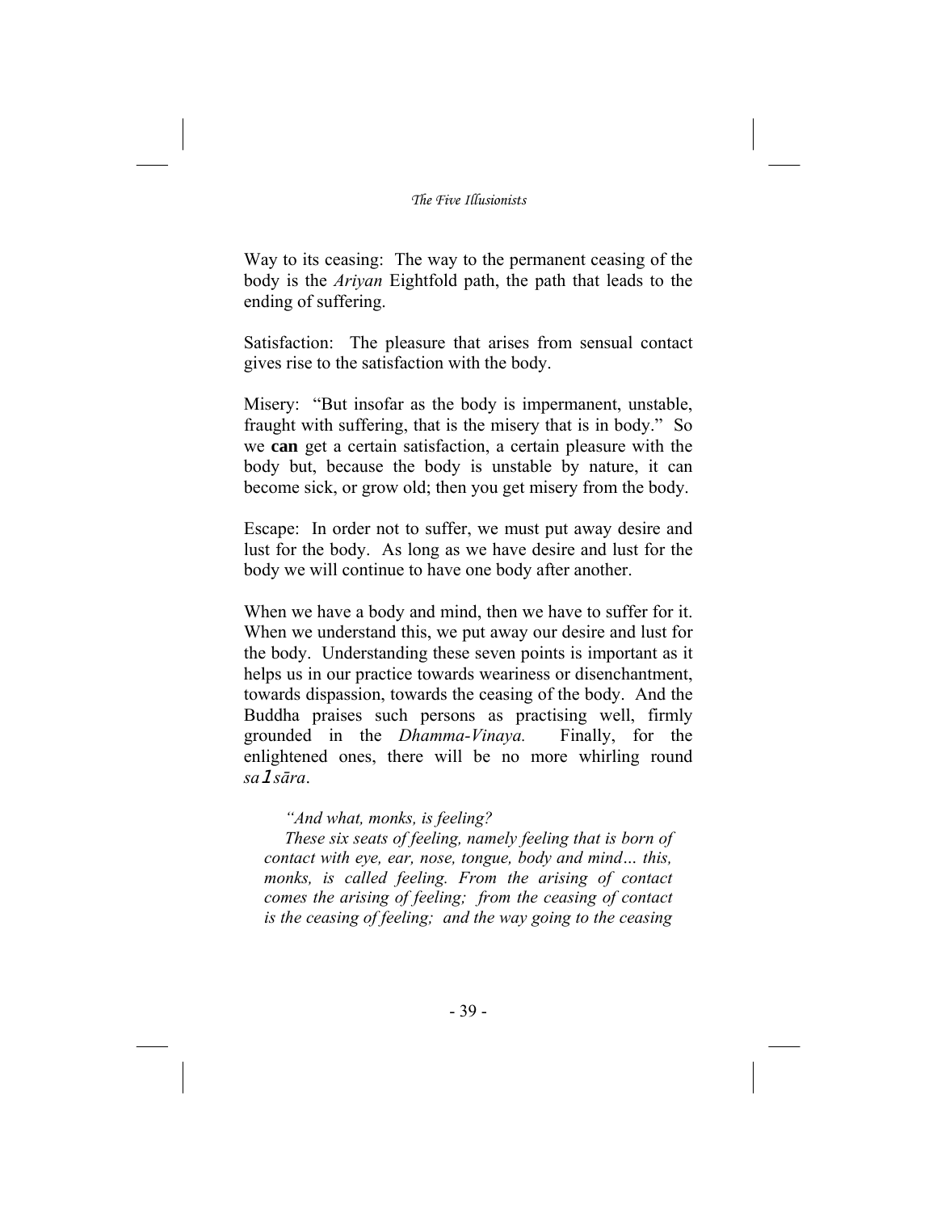Way to its ceasing: The way to the permanent ceasing of the body is the *Ariyan* Eightfold path, the path that leads to the ending of suffering.

Satisfaction: The pleasure that arises from sensual contact gives rise to the satisfaction with the body.

Misery: "But insofar as the body is impermanent, unstable, fraught with suffering, that is the misery that is in body." So we **can** get a certain satisfaction, a certain pleasure with the body but, because the body is unstable by nature, it can become sick, or grow old; then you get misery from the body.

Escape: In order not to suffer, we must put away desire and lust for the body. As long as we have desire and lust for the body we will continue to have one body after another.

When we have a body and mind, then we have to suffer for it. When we understand this, we put away our desire and lust for the body. Understanding these seven points is important as it helps us in our practice towards weariness or disenchantment, towards dispassion, towards the ceasing of the body. And the Buddha praises such persons as practising well, firmly grounded in the *Dhamma-Vinaya.* Finally, for the enlightened ones, there will be no more whirling round *sa1sāra*.

> *"And what, monks, is feeling?*
> *These six seats of feeling, namely feeling that is born of contact with eye, ear, nose, tongue, body and mind… this, monks, is called feeling. From the arising of contact comes the arising of feeling; from the ceasing of contact is the ceasing of feeling; and the way going to the ceasing*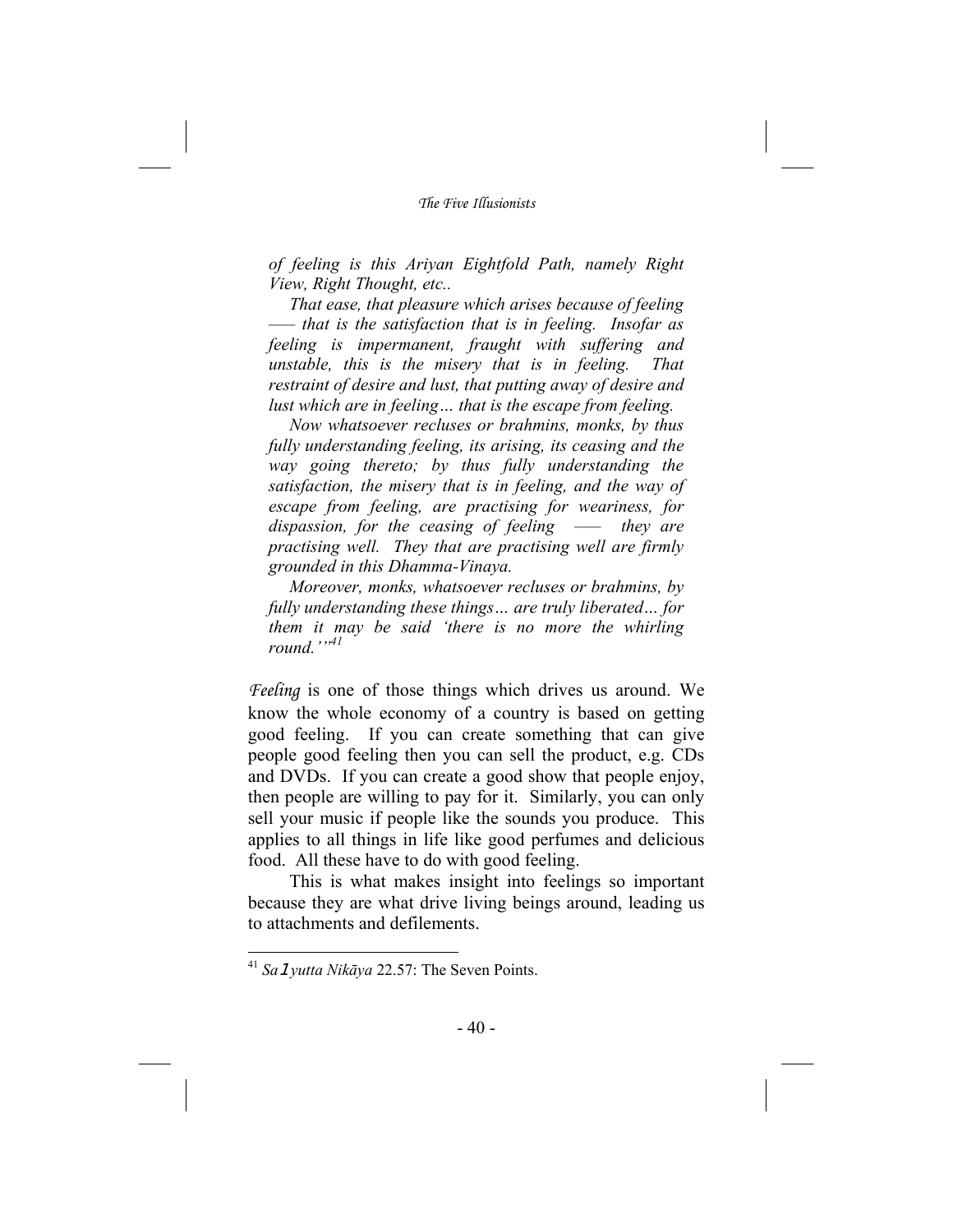*of feeling is this Ariyan Eightfold Path, namely Right View, Right Thought, etc..*

*That ease, that pleasure which arises because of feeling —— that is the satisfaction that is in feeling. Insofar as feeling is impermanent, fraught with suffering and unstable, this is the misery that is in feeling. That restraint of desire and lust, that putting away of desire and lust which are in feeling… that is the escape from feeling.*

*Now whatsoever recluses or brahmins, monks, by thus fully understanding feeling, its arising, its ceasing and the way going thereto; by thus fully understanding the satisfaction, the misery that is in feeling, and the way of escape from feeling, are practising for weariness, for dispassion, for the ceasing of feeling —— they are practising well. They that are practising well are firmly grounded in this Dhamma-Vinaya.*

*Moreover, monks, whatsoever recluses or brahmins, by fully understanding these things… are truly liberated… for them it may be said 'there is no more the whirling round.''*[41]

*Feeling* is one of those things which drives us around. We know the whole economy of a country is based on getting good feeling. If you can create something that can give people good feeling then you can sell the product, e.g. CDs and DVDs. If you can create a good show that people enjoy, then people are willing to pay for it. Similarly, you can only sell your music if people like the sounds you produce. This applies to all things in life like good perfumes and delicious food. All these have to do with good feeling.

This is what makes insight into feelings so important because they are what drive living beings around, leading us to attachments and defilements.

---

[41] *Saṃyutta Nikāya* 22.57: The Seven Points.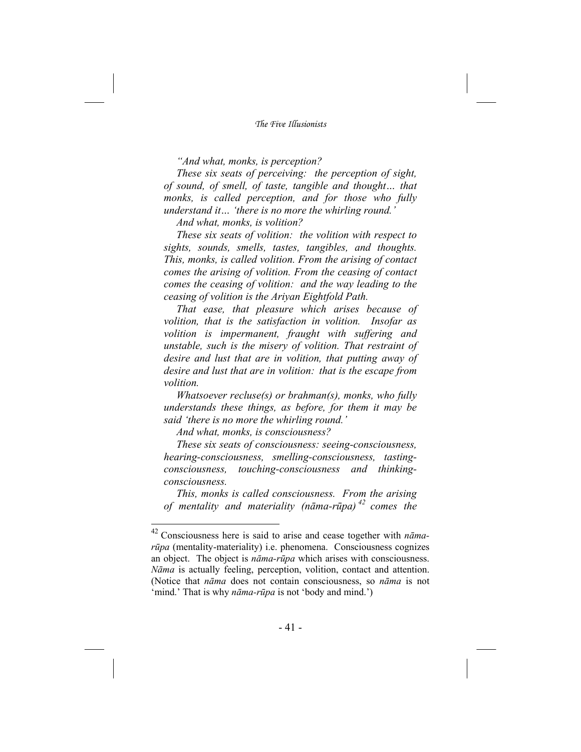*"And what, monks, is perception?*

*These six seats of perceiving: the perception of sight, of sound, of smell, of taste, tangible and thought… that monks, is called perception, and for those who fully understand it… 'there is no more the whirling round.'*

*And what, monks, is volition?*

*These six seats of volition: the volition with respect to sights, sounds, smells, tastes, tangibles, and thoughts. This, monks, is called volition. From the arising of contact comes the arising of volition. From the ceasing of contact comes the ceasing of volition: and the way leading to the ceasing of volition is the Ariyan Eightfold Path.*

*That ease, that pleasure which arises because of volition, that is the satisfaction in volition. Insofar as volition is impermanent, fraught with suffering and unstable, such is the misery of volition. That restraint of desire and lust that are in volition, that putting away of desire and lust that are in volition: that is the escape from volition.*

*Whatsoever recluse(s) or brahman(s), monks, who fully understands these things, as before, for them it may be said 'there is no more the whirling round.'*

*And what, monks, is consciousness?*

*These six seats of consciousness: seeing-consciousness, hearing-consciousness, smelling-consciousness, tasting-consciousness, touching-consciousness and thinking-consciousness.*

*This, monks is called consciousness. From the arising of mentality and materiality (nāma-rūpa)*[42] *comes the*

---

[42] Consciousness here is said to arise and cease together with *nāma-rūpa* (mentality-materiality) i.e. phenomena. Consciousness cognizes an object. The object is *nāma-rūpa* which arises with consciousness. *Nāma* is actually feeling, perception, volition, contact and attention. (Notice that *nāma* does not contain consciousness, so *nāma* is not 'mind.' That is why *nāma-rūpa* is not 'body and mind.')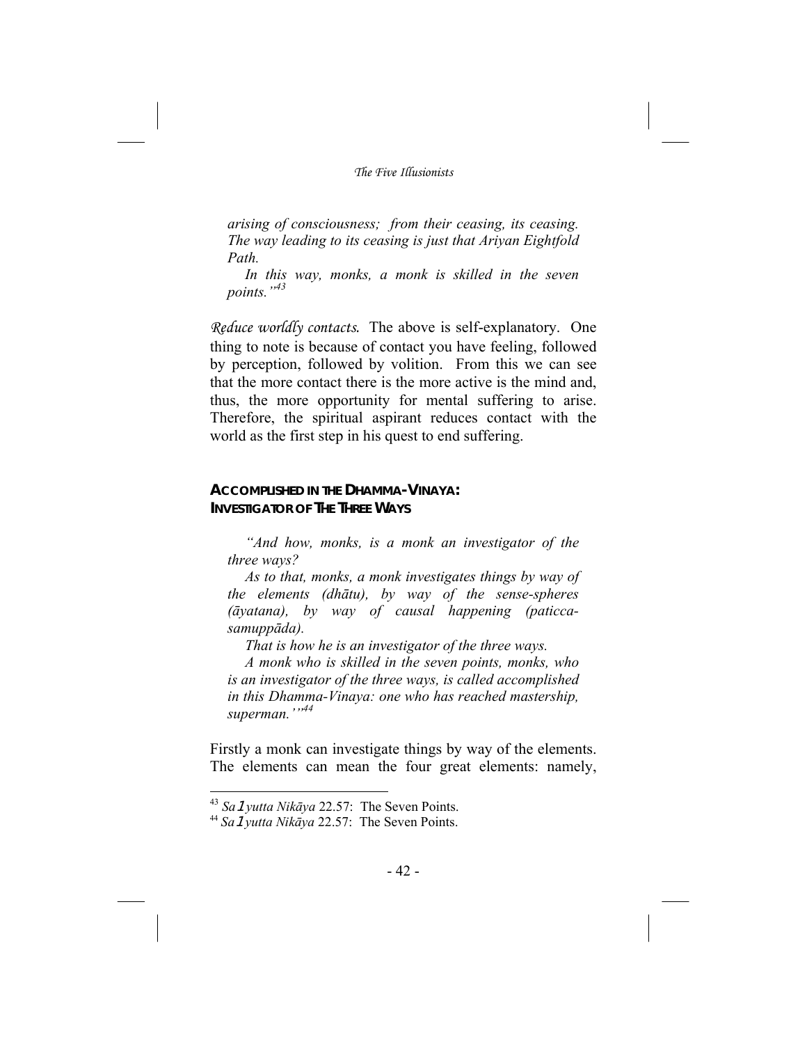*arising of consciousness; from their ceasing, its ceasing. The way leading to its ceasing is just that Ariyan Eightfold Path.*

*In this way, monks, a monk is skilled in the seven points."*[43]

*Reduce worldly contacts.* The above is self-explanatory. One thing to note is because of contact you have feeling, followed by perception, followed by volition. From this we can see that the more contact there is the more active is the mind and, thus, the more opportunity for mental suffering to arise. Therefore, the spiritual aspirant reduces contact with the world as the first step in his quest to end suffering.

### Accomplished in the Dhamma-Vinaya: Investigator of The Three Ways

*"And how, monks, is a monk an investigator of the three ways?*

*As to that, monks, a monk investigates things by way of the elements (dhātu), by way of the sense-spheres (āyatana), by way of causal happening (paticca-samuppāda).*

*That is how he is an investigator of the three ways.*

*A monk who is skilled in the seven points, monks, who is an investigator of the three ways, is called accomplished in this Dhamma-Vinaya: one who has reached mastership, superman.'"*[44]

Firstly a monk can investigate things by way of the elements. The elements can mean the four great elements: namely,

---

[43] *Saṃyutta Nikāya* 22.57: The Seven Points.

[44] *Saṃyutta Nikāya* 22.57: The Seven Points.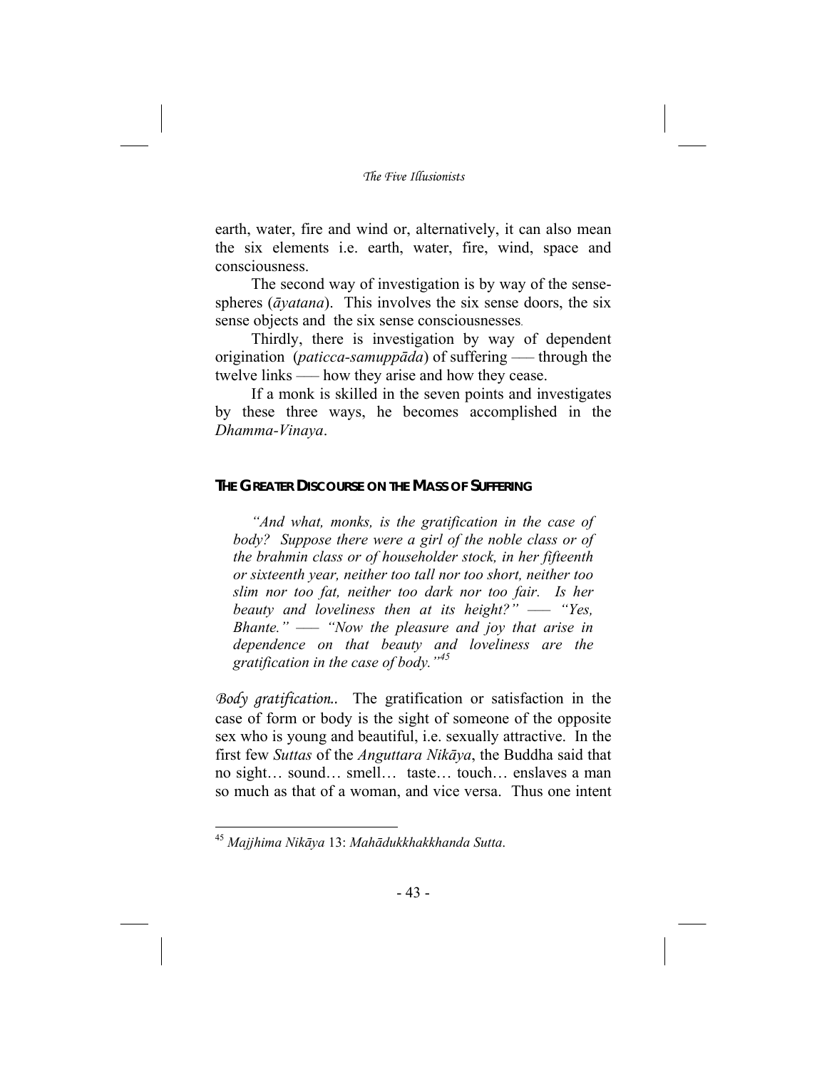earth, water, fire and wind or, alternatively, it can also mean the six elements i.e. earth, water, fire, wind, space and consciousness.

The second way of investigation is by way of the sense-spheres (*āyatana*). This involves the six sense doors, the six sense objects and the six sense consciousnesses.

Thirdly, there is investigation by way of dependent origination (*paticca-samuppāda*) of suffering —— through the twelve links —— how they arise and how they cease.

If a monk is skilled in the seven points and investigates by these three ways, he becomes accomplished in the *Dhamma-Vinaya*.

### THE GREATER DISCOURSE ON THE MASS OF SUFFERING

> *"And what, monks, is the gratification in the case of body? Suppose there were a girl of the noble class or of the brahmin class or of householder stock, in her fifteenth or sixteenth year, neither too tall nor too short, neither too slim nor too fat, neither too dark nor too fair. Is her beauty and loveliness then at its height?" —— "Yes, Bhante." —— "Now the pleasure and joy that arise in dependence on that beauty and loveliness are the gratification in the case of body."*[45]

*Body gratification.*. The gratification or satisfaction in the case of form or body is the sight of someone of the opposite sex who is young and beautiful, i.e. sexually attractive. In the first few *Suttas* of the *Anguttara Nikāya*, the Buddha said that no sight… sound… smell… taste… touch… enslaves a man so much as that of a woman, and vice versa. Thus one intent

---

[45] *Majjhima Nikāya* 13: *Mahādukkhakkhanda Sutta*.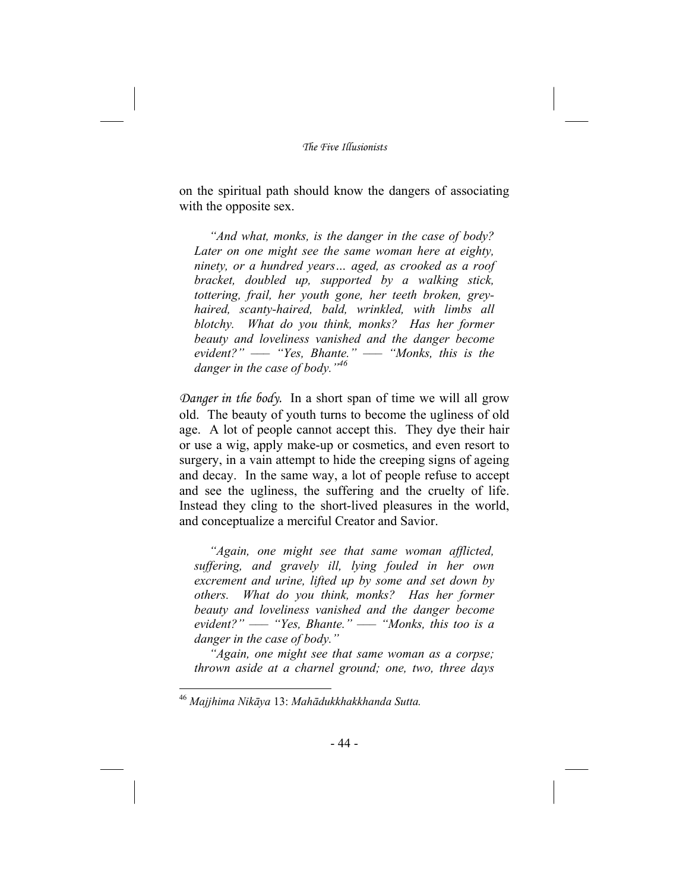on the spiritual path should know the dangers of associating with the opposite sex.

> *"And what, monks, is the danger in the case of body? Later on one might see the same woman here at eighty, ninety, or a hundred years… aged, as crooked as a roof bracket, doubled up, supported by a walking stick, tottering, frail, her youth gone, her teeth broken, grey-haired, scanty-haired, bald, wrinkled, with limbs all blotchy. What do you think, monks? Has her former beauty and loveliness vanished and the danger become evident?" —— "Yes, Bhante." —— "Monks, this is the danger in the case of body."*[46]

*Danger in the body.* In a short span of time we will all grow old. The beauty of youth turns to become the ugliness of old age. A lot of people cannot accept this. They dye their hair or use a wig, apply make-up or cosmetics, and even resort to surgery, in a vain attempt to hide the creeping signs of ageing and decay. In the same way, a lot of people refuse to accept and see the ugliness, the suffering and the cruelty of life. Instead they cling to the short-lived pleasures in the world, and conceptualize a merciful Creator and Savior.

> *"Again, one might see that same woman afflicted, suffering, and gravely ill, lying fouled in her own excrement and urine, lifted up by some and set down by others. What do you think, monks? Has her former beauty and loveliness vanished and the danger become evident?" —— "Yes, Bhante." —— "Monks, this too is a danger in the case of body."*
>
> *"Again, one might see that same woman as a corpse; thrown aside at a charnel ground; one, two, three days*

---

[46] *Majjhima Nikāya* 13: *Mahādukkhakkhanda Sutta.*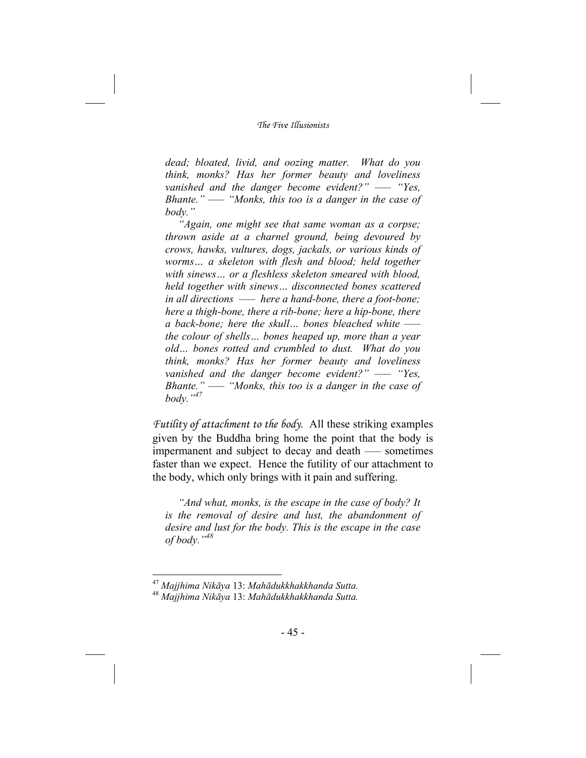*dead; bloated, livid, and oozing matter. What do you think, monks? Has her former beauty and loveliness vanished and the danger become evident?" —— "Yes, Bhante." —— "Monks, this too is a danger in the case of body."*

*"Again, one might see that same woman as a corpse; thrown aside at a charnel ground, being devoured by crows, hawks, vultures, dogs, jackals, or various kinds of worms… a skeleton with flesh and blood; held together with sinews… or a fleshless skeleton smeared with blood, held together with sinews… disconnected bones scattered in all directions —— here a hand-bone, there a foot-bone; here a thigh-bone, there a rib-bone; here a hip-bone, there a back-bone; here the skull… bones bleached white —— the colour of shells… bones heaped up, more than a year old… bones rotted and crumbled to dust. What do you think, monks? Has her former beauty and loveliness vanished and the danger become evident?" —— "Yes, Bhante." —— "Monks, this too is a danger in the case of body."*[47]

*Futility of attachment to the body.* All these striking examples given by the Buddha bring home the point that the body is impermanent and subject to decay and death —— sometimes faster than we expect. Hence the futility of our attachment to the body, which only brings with it pain and suffering.

*"And what, monks, is the escape in the case of body? It is the removal of desire and lust, the abandonment of desire and lust for the body. This is the escape in the case of body."*[48]

---

[47] *Majjhima Nikāya* 13: *Mahādukkhakkhanda Sutta.*

[48] *Majjhima Nikāya* 13: *Mahādukkhakkhanda Sutta.*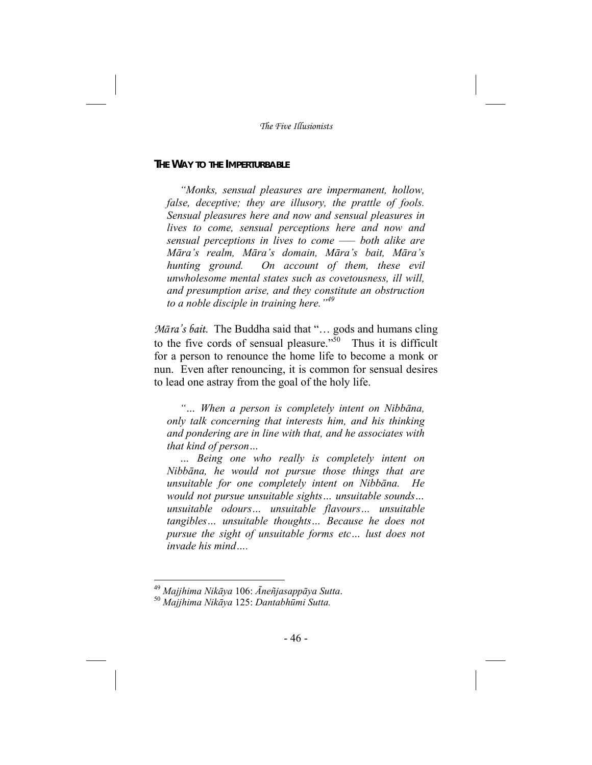## THE WAY TO THE IMPERTURBABLE

> *"Monks, sensual pleasures are impermanent, hollow, false, deceptive; they are illusory, the prattle of fools. Sensual pleasures here and now and sensual pleasures in lives to come, sensual perceptions here and now and sensual perceptions in lives to come —– both alike are Māra's realm, Māra's domain, Māra's bait, Māra's hunting ground. On account of them, these evil unwholesome mental states such as covetousness, ill will, and presumption arise, and they constitute an obstruction to a noble disciple in training here."*[49]

*Māra's bait.* The Buddha said that "… gods and humans cling to the five cords of sensual pleasure."[50] Thus it is difficult for a person to renounce the home life to become a monk or nun. Even after renouncing, it is common for sensual desires to lead one astray from the goal of the holy life.

> *"… When a person is completely intent on Nibbāna, only talk concerning that interests him, and his thinking and pondering are in line with that, and he associates with that kind of person…*
>
> *… Being one who really is completely intent on Nibbāna, he would not pursue those things that are unsuitable for one completely intent on Nibbāna. He would not pursue unsuitable sights… unsuitable sounds… unsuitable odours… unsuitable flavours… unsuitable tangibles… unsuitable thoughts… Because he does not pursue the sight of unsuitable forms etc… lust does not invade his mind….*

---

[49] *Majjhima Nikāya* 106: *Āneñjasappāya Sutta*.

[50] *Majjhima Nikāya* 125: *Dantabhūmi Sutta.*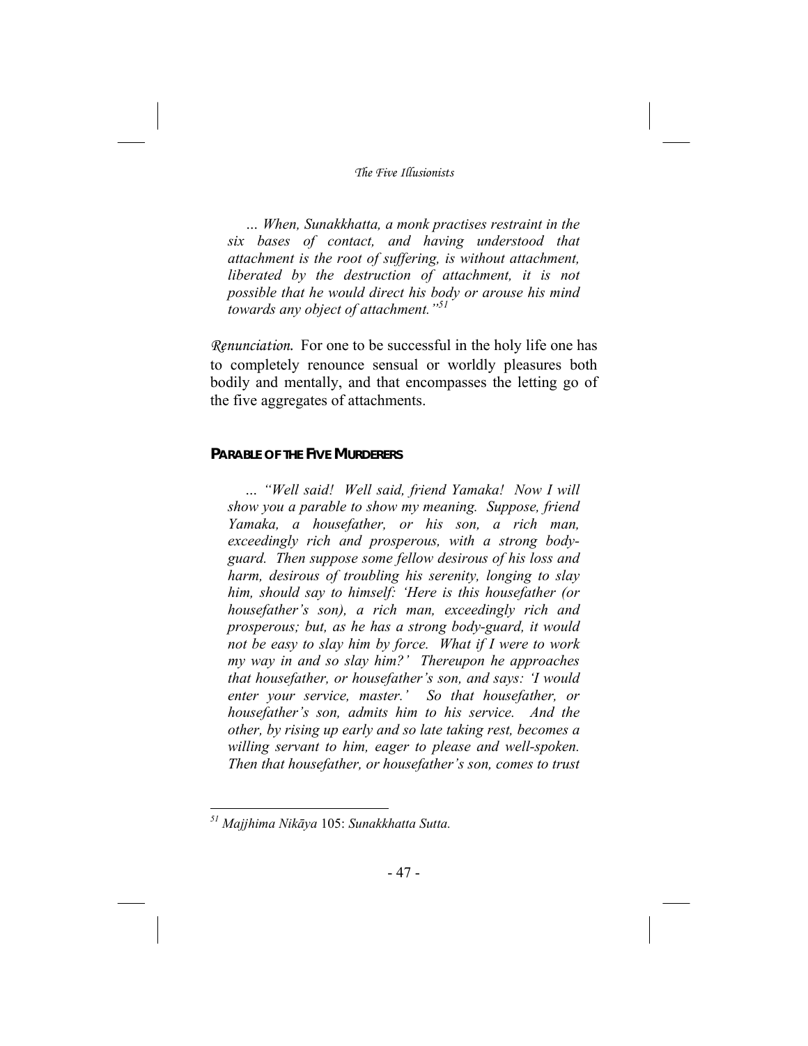*… When, Sunakkhatta, a monk practises restraint in the six bases of contact, and having understood that attachment is the root of suffering, is without attachment, liberated by the destruction of attachment, it is not possible that he would direct his body or arouse his mind towards any object of attachment."*[51]

*Renunciation.* For one to be successful in the holy life one has to completely renounce sensual or worldly pleasures both bodily and mentally, and that encompasses the letting go of the five aggregates of attachments.

### PARABLE OF THE FIVE MURDERERS

*… "Well said! Well said, friend Yamaka! Now I will show you a parable to show my meaning. Suppose, friend Yamaka, a housefather, or his son, a rich man, exceedingly rich and prosperous, with a strong body-guard. Then suppose some fellow desirous of his loss and harm, desirous of troubling his serenity, longing to slay him, should say to himself: 'Here is this housefather (or housefather's son), a rich man, exceedingly rich and prosperous; but, as he has a strong body-guard, it would not be easy to slay him by force. What if I were to work my way in and so slay him?' Thereupon he approaches that housefather, or housefather's son, and says: 'I would enter your service, master.' So that housefather, or housefather's son, admits him to his service. And the other, by rising up early and so late taking rest, becomes a willing servant to him, eager to please and well-spoken. Then that housefather, or housefather's son, comes to trust*

---

[51] *Majjhima Nikāya* 105: *Sunakkhatta Sutta.*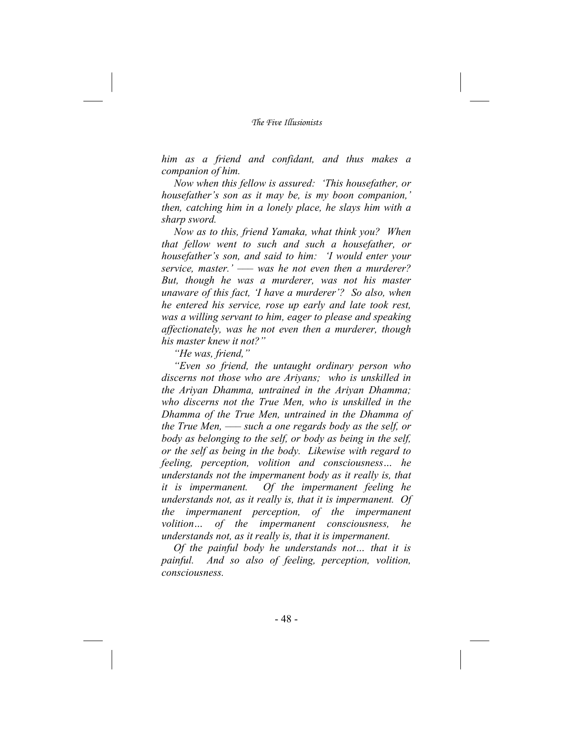*him as a friend and confidant, and thus makes a companion of him.*

*Now when this fellow is assured: 'This housefather, or housefather's son as it may be, is my boon companion,' then, catching him in a lonely place, he slays him with a sharp sword.*

*Now as to this, friend Yamaka, what think you? When that fellow went to such and such a housefather, or housefather's son, and said to him: 'I would enter your service, master.' —— was he not even then a murderer? But, though he was a murderer, was not his master unaware of this fact, 'I have a murderer'? So also, when he entered his service, rose up early and late took rest, was a willing servant to him, eager to please and speaking affectionately, was he not even then a murderer, though his master knew it not?"*

*"He was, friend,"*

*"Even so friend, the untaught ordinary person who discerns not those who are Ariyans; who is unskilled in the Ariyan Dhamma, untrained in the Ariyan Dhamma; who discerns not the True Men, who is unskilled in the Dhamma of the True Men, untrained in the Dhamma of the True Men, —— such a one regards body as the self, or body as belonging to the self, or body as being in the self, or the self as being in the body. Likewise with regard to feeling, perception, volition and consciousness… he understands not the impermanent body as it really is, that it is impermanent. Of the impermanent feeling he understands not, as it really is, that it is impermanent. Of the impermanent perception, of the impermanent volition… of the impermanent consciousness, he understands not, as it really is, that it is impermanent.*

*Of the painful body he understands not… that it is painful. And so also of feeling, perception, volition, consciousness.*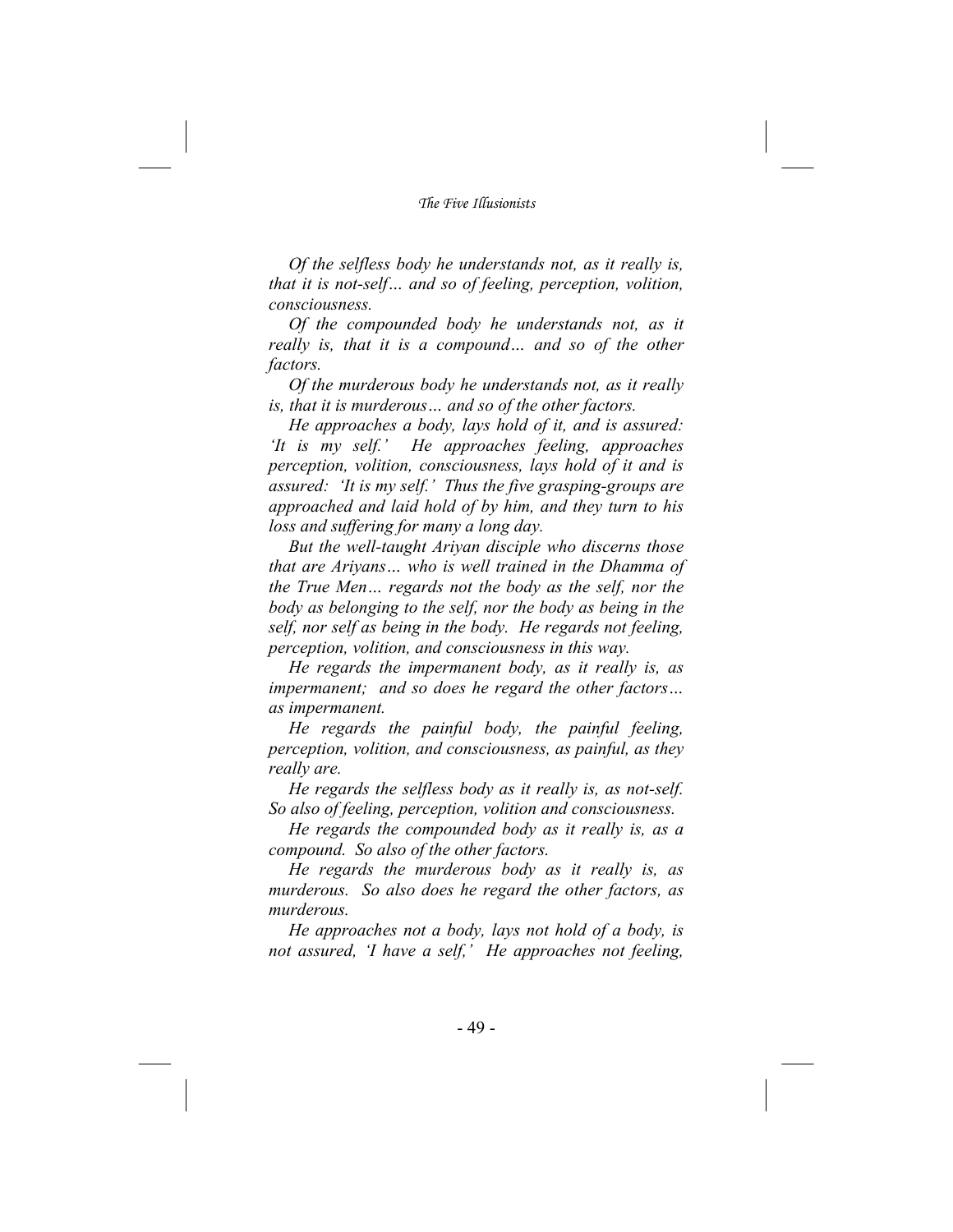*Of the selfless body he understands not, as it really is, that it is not-self… and so of feeling, perception, volition, consciousness.*

*Of the compounded body he understands not, as it really is, that it is a compound… and so of the other factors.*

*Of the murderous body he understands not, as it really is, that it is murderous… and so of the other factors.*

*He approaches a body, lays hold of it, and is assured: 'It is my self.' He approaches feeling, approaches perception, volition, consciousness, lays hold of it and is assured: 'It is my self.' Thus the five grasping-groups are approached and laid hold of by him, and they turn to his loss and suffering for many a long day.*

*But the well-taught Ariyan disciple who discerns those that are Ariyans… who is well trained in the Dhamma of the True Men… regards not the body as the self, nor the body as belonging to the self, nor the body as being in the self, nor self as being in the body. He regards not feeling, perception, volition, and consciousness in this way.*

*He regards the impermanent body, as it really is, as impermanent; and so does he regard the other factors… as impermanent.*

*He regards the painful body, the painful feeling, perception, volition, and consciousness, as painful, as they really are.*

*He regards the selfless body as it really is, as not-self. So also of feeling, perception, volition and consciousness.*

*He regards the compounded body as it really is, as a compound. So also of the other factors.*

*He regards the murderous body as it really is, as murderous. So also does he regard the other factors, as murderous.*

*He approaches not a body, lays not hold of a body, is not assured, 'I have a self,' He approaches not feeling,*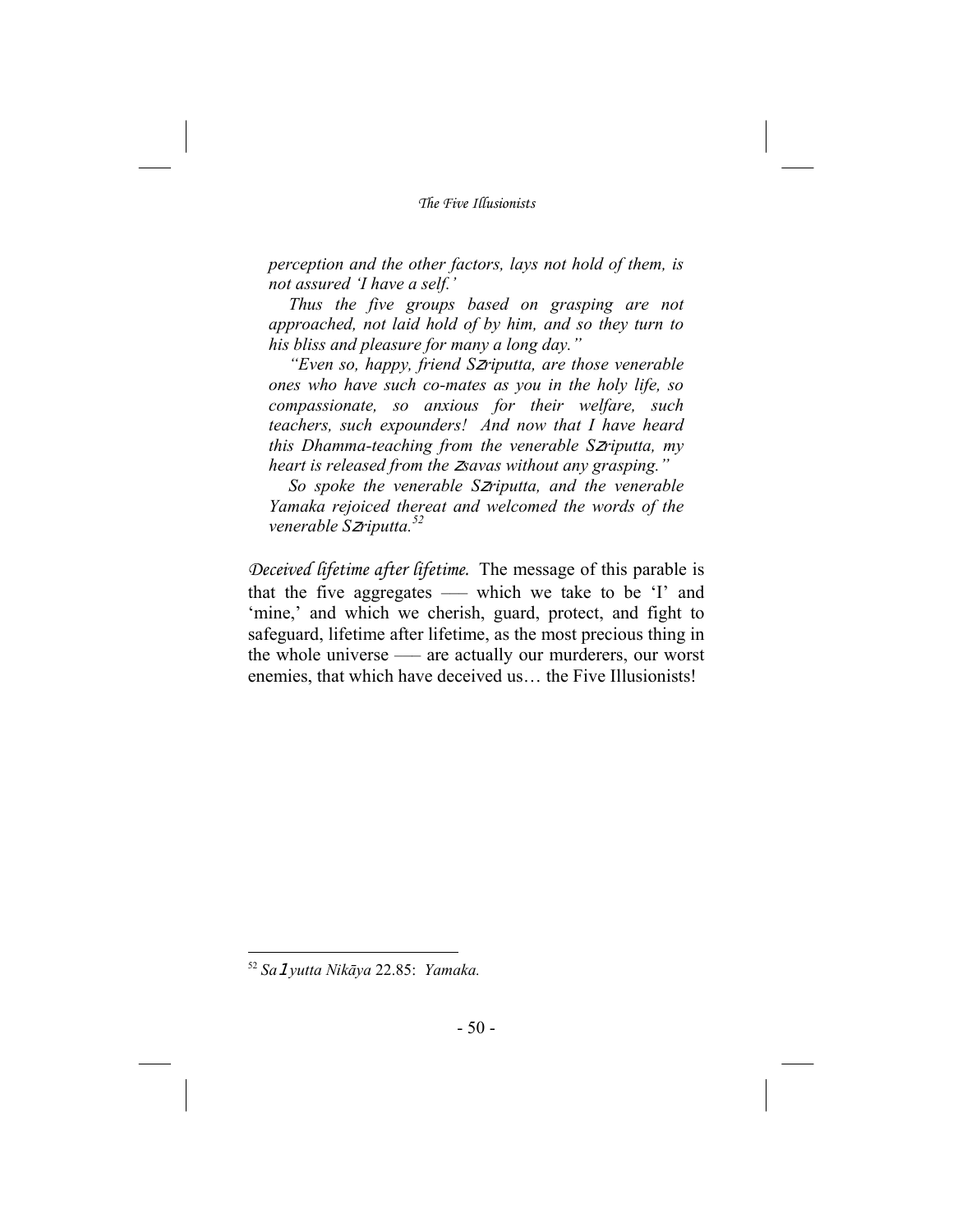*perception and the other factors, lays not hold of them, is not assured 'I have a self.'*

*Thus the five groups based on grasping are not approached, not laid hold of by him, and so they turn to his bliss and pleasure for many a long day."*

*"Even so, happy, friend Sāriputta, are those venerable ones who have such co-mates as you in the holy life, so compassionate, so anxious for their welfare, such teachers, such expounders! And now that I have heard this Dhamma-teaching from the venerable Sāriputta, my heart is released from the āsavas without any grasping."*

*So spoke the venerable Sāriputta, and the venerable Yamaka rejoiced thereat and welcomed the words of the venerable Sāriputta.*[52]

*Deceived lifetime after lifetime.* The message of this parable is that the five aggregates — which we take to be 'I' and 'mine,' and which we cherish, guard, protect, and fight to safeguard, lifetime after lifetime, as the most precious thing in the whole universe — are actually our murderers, our worst enemies, that which have deceived us… the Five Illusionists!

---

[52] *Saṃyutta Nikāya* 22.85: *Yamaka.*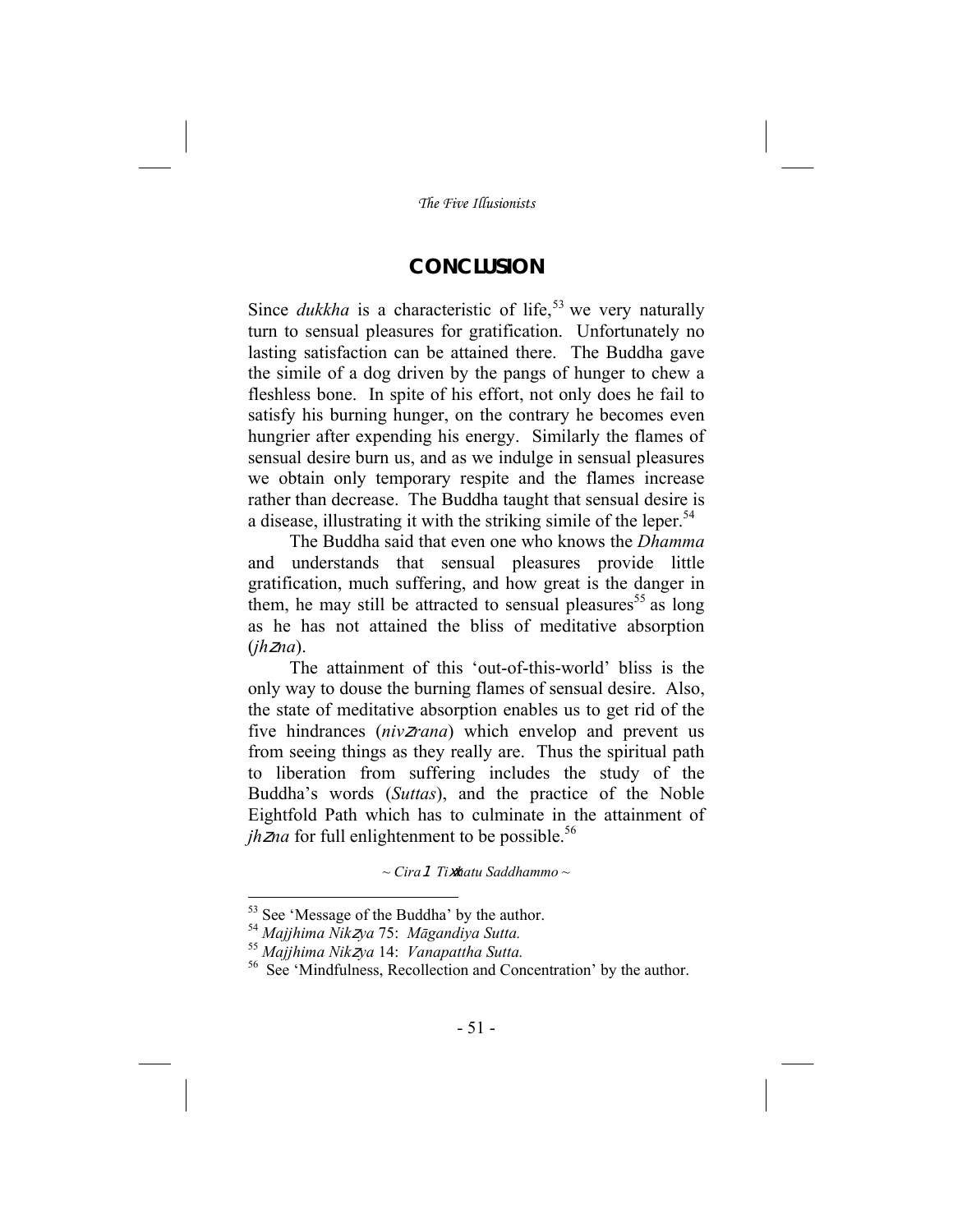# CONCLUSION

Since *dukkha* is a characteristic of life,[53] we very naturally turn to sensual pleasures for gratification. Unfortunately no lasting satisfaction can be attained there. The Buddha gave the simile of a dog driven by the pangs of hunger to chew a fleshless bone. In spite of his effort, not only does he fail to satisfy his burning hunger, on the contrary he becomes even hungrier after expending his energy. Similarly the flames of sensual desire burn us, and as we indulge in sensual pleasures we obtain only temporary respite and the flames increase rather than decrease. The Buddha taught that sensual desire is a disease, illustrating it with the striking simile of the leper.[54]

The Buddha said that even one who knows the *Dhamma* and understands that sensual pleasures provide little gratification, much suffering, and how great is the danger in them, he may still be attracted to sensual pleasures[55] as long as he has not attained the bliss of meditative absorption (*jhāna*).

The attainment of this 'out-of-this-world' bliss is the only way to douse the burning flames of sensual desire. Also, the state of meditative absorption enables us to get rid of the five hindrances (*nivārana*) which envelop and prevent us from seeing things as they really are. Thus the spiritual path to liberation from suffering includes the study of the Buddha's words (*Suttas*), and the practice of the Noble Eightfold Path which has to culminate in the attainment of *jhāna* for full enlightenment to be possible.[56]

*~ Ciraṁ Tiṭṭhatu Saddhammo ~*

---

[53] See 'Message of the Buddha' by the author.

[54] *Majjhima Nikāya* 75: *Māgandiya Sutta.*

[55] *Majjhima Nikāya* 14: *Vanapattha Sutta.*

[56] See 'Mindfulness, Recollection and Concentration' by the author.